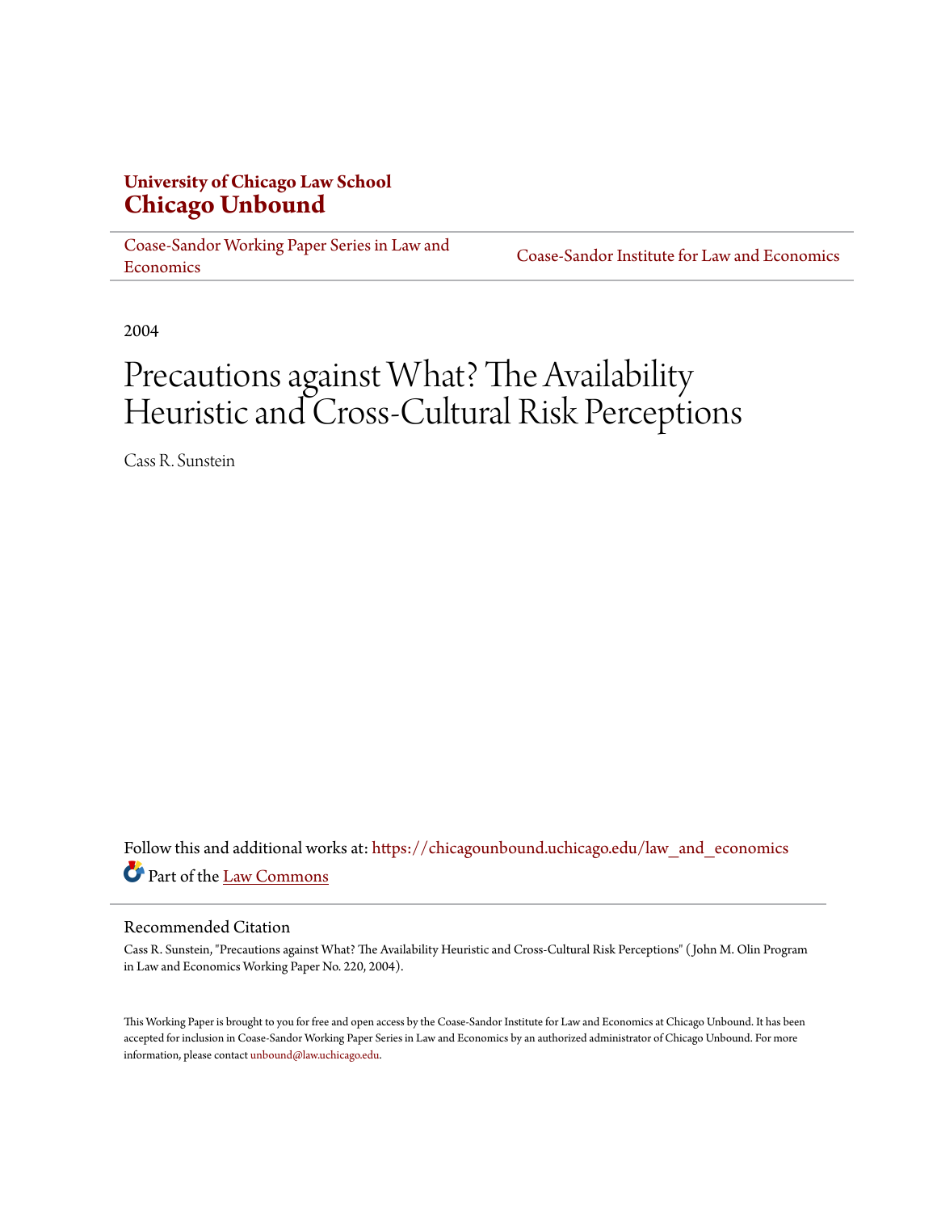University of Chicago Law School
**Chicago Unbound**

Coase-Sandor Working Paper Series in Law and Economics | Coase-Sandor Institute for Law and Economics

2004

# Precautions against What? The Availability Heuristic and Cross-Cultural Risk Perceptions

Cass R. Sunstein

Follow this and additional works at: https://chicagounbound.uchicago.edu/law_and_economics

Part of the Law Commons

## Recommended Citation

Cass R. Sunstein, "Precautions against What? The Availability Heuristic and Cross-Cultural Risk Perceptions" ( John M. Olin Program in Law and Economics Working Paper No. 220, 2004).

This Working Paper is brought to you for free and open access by the Coase-Sandor Institute for Law and Economics at Chicago Unbound. It has been accepted for inclusion in Coase-Sandor Working Paper Series in Law and Economics by an authorized administrator of Chicago Unbound. For more information, please contact unbound@law.uchicago.edu.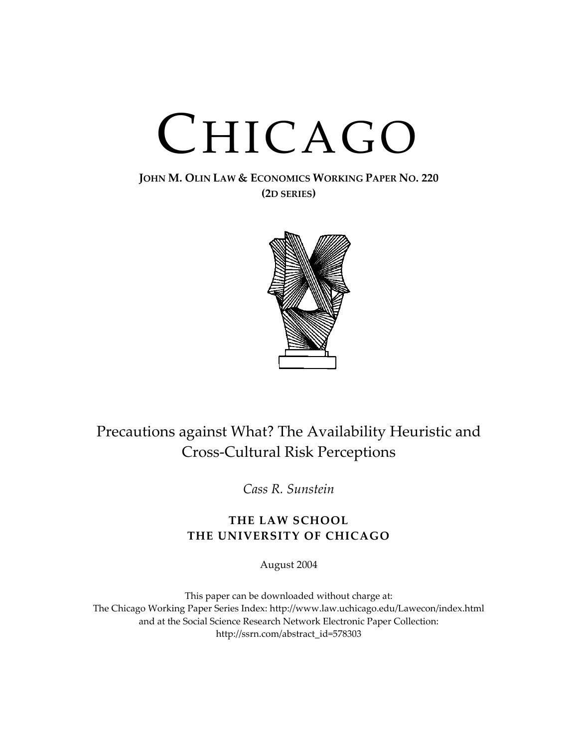# CHICAGO

**JOHN M. OLIN LAW & ECONOMICS WORKING PAPER NO. 220**
**(2D SERIES)**

## Precautions against What? The Availability Heuristic and Cross-Cultural Risk Perceptions

*Cass R. Sunstein*

**THE LAW SCHOOL**
**THE UNIVERSITY OF CHICAGO**

August 2004

This paper can be downloaded without charge at:
The Chicago Working Paper Series Index: http://www.law.uchicago.edu/Lawecon/index.html
and at the Social Science Research Network Electronic Paper Collection:
http://ssrn.com/abstract_id=578303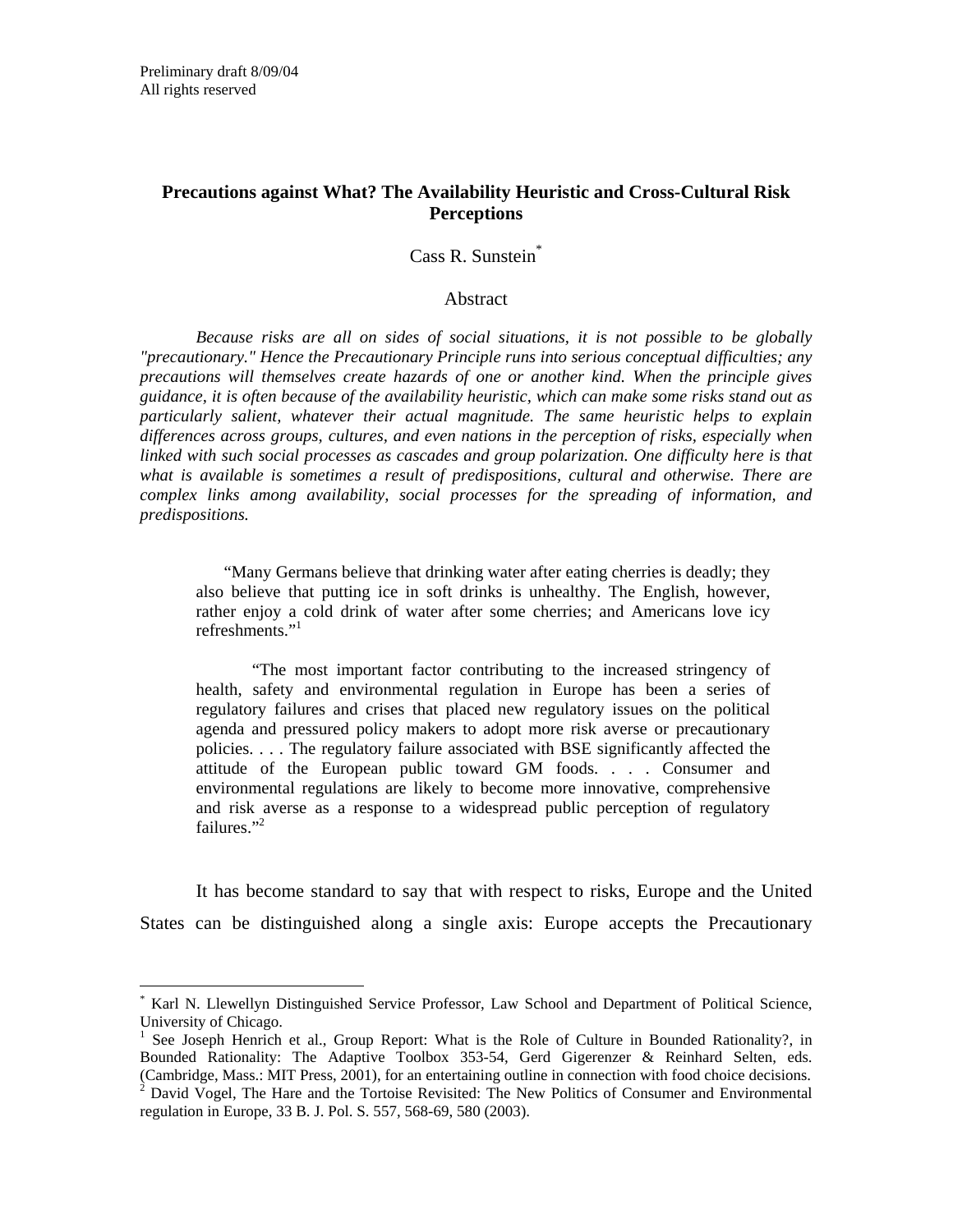Preliminary draft 8/09/04
All rights reserved

# Precautions against What? The Availability Heuristic and Cross-Cultural Risk Perceptions

Cass R. Sunstein[*]

Abstract

*Because risks are all on sides of social situations, it is not possible to be globally "precautionary." Hence the Precautionary Principle runs into serious conceptual difficulties; any precautions will themselves create hazards of one or another kind. When the principle gives guidance, it is often because of the availability heuristic, which can make some risks stand out as particularly salient, whatever their actual magnitude. The same heuristic helps to explain differences across groups, cultures, and even nations in the perception of risks, especially when linked with such social processes as cascades and group polarization. One difficulty here is that what is available is sometimes a result of predispositions, cultural and otherwise. There are complex links among availability, social processes for the spreading of information, and predispositions.*

> "Many Germans believe that drinking water after eating cherries is deadly; they also believe that putting ice in soft drinks is unhealthy. The English, however, rather enjoy a cold drink of water after some cherries; and Americans love icy refreshments."[1]

> "The most important factor contributing to the increased stringency of health, safety and environmental regulation in Europe has been a series of regulatory failures and crises that placed new regulatory issues on the political agenda and pressured policy makers to adopt more risk averse or precautionary policies. . . . The regulatory failure associated with BSE significantly affected the attitude of the European public toward GM foods. . . . Consumer and environmental regulations are likely to become more innovative, comprehensive and risk averse as a response to a widespread public perception of regulatory failures."[2]

It has become standard to say that with respect to risks, Europe and the United States can be distinguished along a single axis: Europe accepts the Precautionary

---

[*] Karl N. Llewellyn Distinguished Service Professor, Law School and Department of Political Science, University of Chicago.

[1] See Joseph Henrich et al., Group Report: What is the Role of Culture in Bounded Rationality?, in Bounded Rationality: The Adaptive Toolbox 353-54, Gerd Gigerenzer & Reinhard Selten, eds. (Cambridge, Mass.: MIT Press, 2001), for an entertaining outline in connection with food choice decisions.

[2] David Vogel, The Hare and the Tortoise Revisited: The New Politics of Consumer and Environmental regulation in Europe, 33 B. J. Pol. S. 557, 568-69, 580 (2003).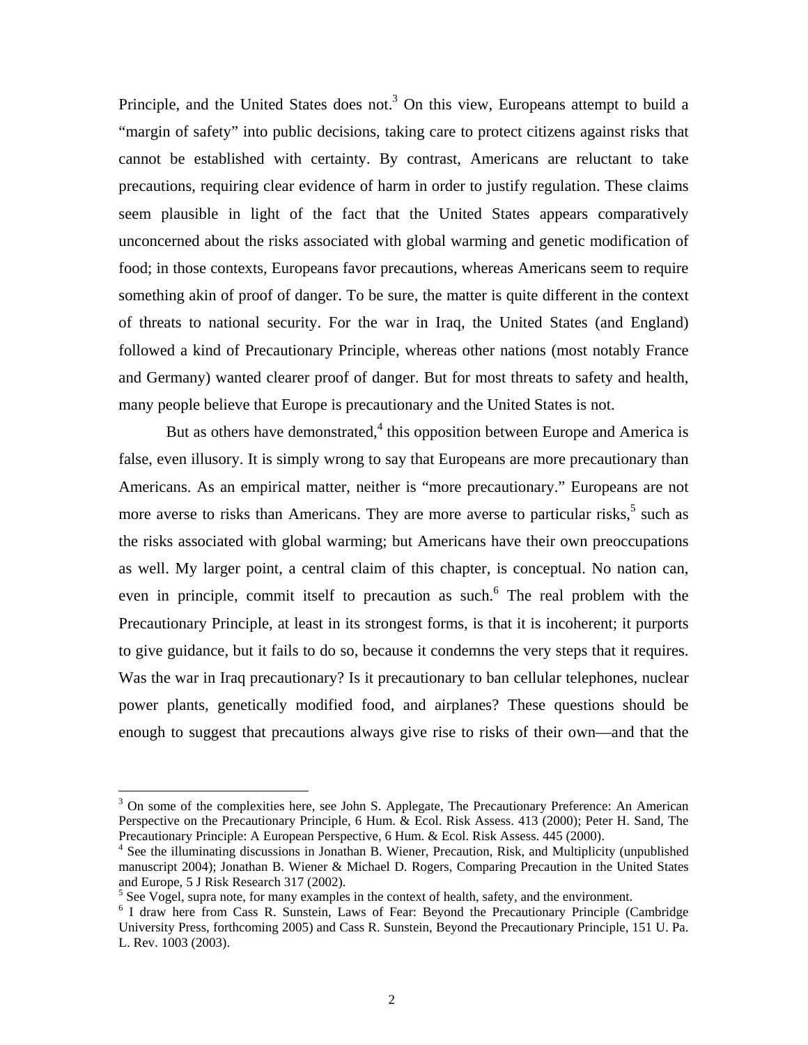Principle, and the United States does not.[3] On this view, Europeans attempt to build a "margin of safety" into public decisions, taking care to protect citizens against risks that cannot be established with certainty. By contrast, Americans are reluctant to take precautions, requiring clear evidence of harm in order to justify regulation. These claims seem plausible in light of the fact that the United States appears comparatively unconcerned about the risks associated with global warming and genetic modification of food; in those contexts, Europeans favor precautions, whereas Americans seem to require something akin of proof of danger. To be sure, the matter is quite different in the context of threats to national security. For the war in Iraq, the United States (and England) followed a kind of Precautionary Principle, whereas other nations (most notably France and Germany) wanted clearer proof of danger. But for most threats to safety and health, many people believe that Europe is precautionary and the United States is not.

But as others have demonstrated,[4] this opposition between Europe and America is false, even illusory. It is simply wrong to say that Europeans are more precautionary than Americans. As an empirical matter, neither is "more precautionary." Europeans are not more averse to risks than Americans. They are more averse to particular risks,[5] such as the risks associated with global warming; but Americans have their own preoccupations as well. My larger point, a central claim of this chapter, is conceptual. No nation can, even in principle, commit itself to precaution as such.[6] The real problem with the Precautionary Principle, at least in its strongest forms, is that it is incoherent; it purports to give guidance, but it fails to do so, because it condemns the very steps that it requires. Was the war in Iraq precautionary? Is it precautionary to ban cellular telephones, nuclear power plants, genetically modified food, and airplanes? These questions should be enough to suggest that precautions always give rise to risks of their own—and that the

---

[3] On some of the complexities here, see John S. Applegate, The Precautionary Preference: An American Perspective on the Precautionary Principle, 6 Hum. & Ecol. Risk Assess. 413 (2000); Peter H. Sand, The Precautionary Principle: A European Perspective, 6 Hum. & Ecol. Risk Assess. 445 (2000).

[4] See the illuminating discussions in Jonathan B. Wiener, Precaution, Risk, and Multiplicity (unpublished manuscript 2004); Jonathan B. Wiener & Michael D. Rogers, Comparing Precaution in the United States and Europe, 5 J Risk Research 317 (2002).

[5] See Vogel, supra note, for many examples in the context of health, safety, and the environment.

[6] I draw here from Cass R. Sunstein, Laws of Fear: Beyond the Precautionary Principle (Cambridge University Press, forthcoming 2005) and Cass R. Sunstein, Beyond the Precautionary Principle, 151 U. Pa. L. Rev. 1003 (2003).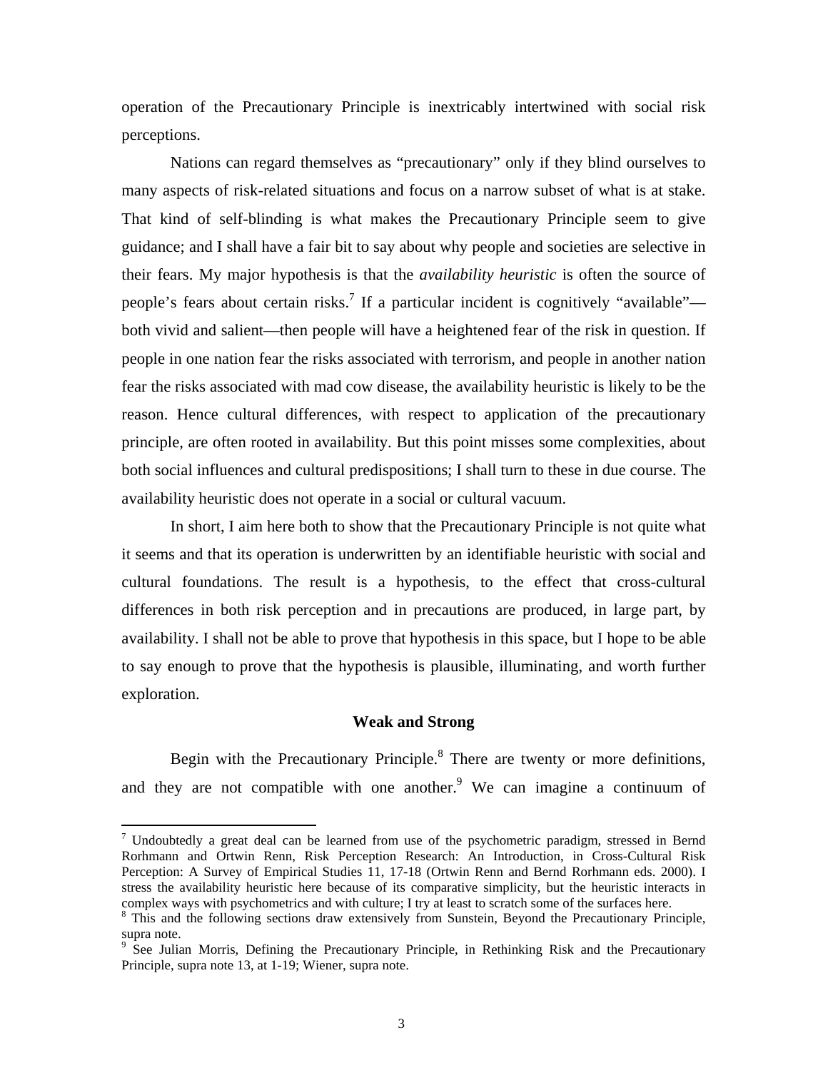operation of the Precautionary Principle is inextricably intertwined with social risk perceptions.

Nations can regard themselves as "precautionary" only if they blind ourselves to many aspects of risk-related situations and focus on a narrow subset of what is at stake. That kind of self-blinding is what makes the Precautionary Principle seem to give guidance; and I shall have a fair bit to say about why people and societies are selective in their fears. My major hypothesis is that the *availability heuristic* is often the source of people's fears about certain risks.[7] If a particular incident is cognitively "available"—both vivid and salient—then people will have a heightened fear of the risk in question. If people in one nation fear the risks associated with terrorism, and people in another nation fear the risks associated with mad cow disease, the availability heuristic is likely to be the reason. Hence cultural differences, with respect to application of the precautionary principle, are often rooted in availability. But this point misses some complexities, about both social influences and cultural predispositions; I shall turn to these in due course. The availability heuristic does not operate in a social or cultural vacuum.

In short, I aim here both to show that the Precautionary Principle is not quite what it seems and that its operation is underwritten by an identifiable heuristic with social and cultural foundations. The result is a hypothesis, to the effect that cross-cultural differences in both risk perception and in precautions are produced, in large part, by availability. I shall not be able to prove that hypothesis in this space, but I hope to be able to say enough to prove that the hypothesis is plausible, illuminating, and worth further exploration.

## Weak and Strong

Begin with the Precautionary Principle.[8] There are twenty or more definitions, and they are not compatible with one another.[9] We can imagine a continuum of

---

[7] Undoubtedly a great deal can be learned from use of the psychometric paradigm, stressed in Bernd Rorhmann and Ortwin Renn, Risk Perception Research: An Introduction, in Cross-Cultural Risk Perception: A Survey of Empirical Studies 11, 17-18 (Ortwin Renn and Bernd Rorhmann eds. 2000). I stress the availability heuristic here because of its comparative simplicity, but the heuristic interacts in complex ways with psychometrics and with culture; I try at least to scratch some of the surfaces here.

[8] This and the following sections draw extensively from Sunstein, Beyond the Precautionary Principle, supra note.

[9] See Julian Morris, Defining the Precautionary Principle, in Rethinking Risk and the Precautionary Principle, supra note 13, at 1-19; Wiener, supra note.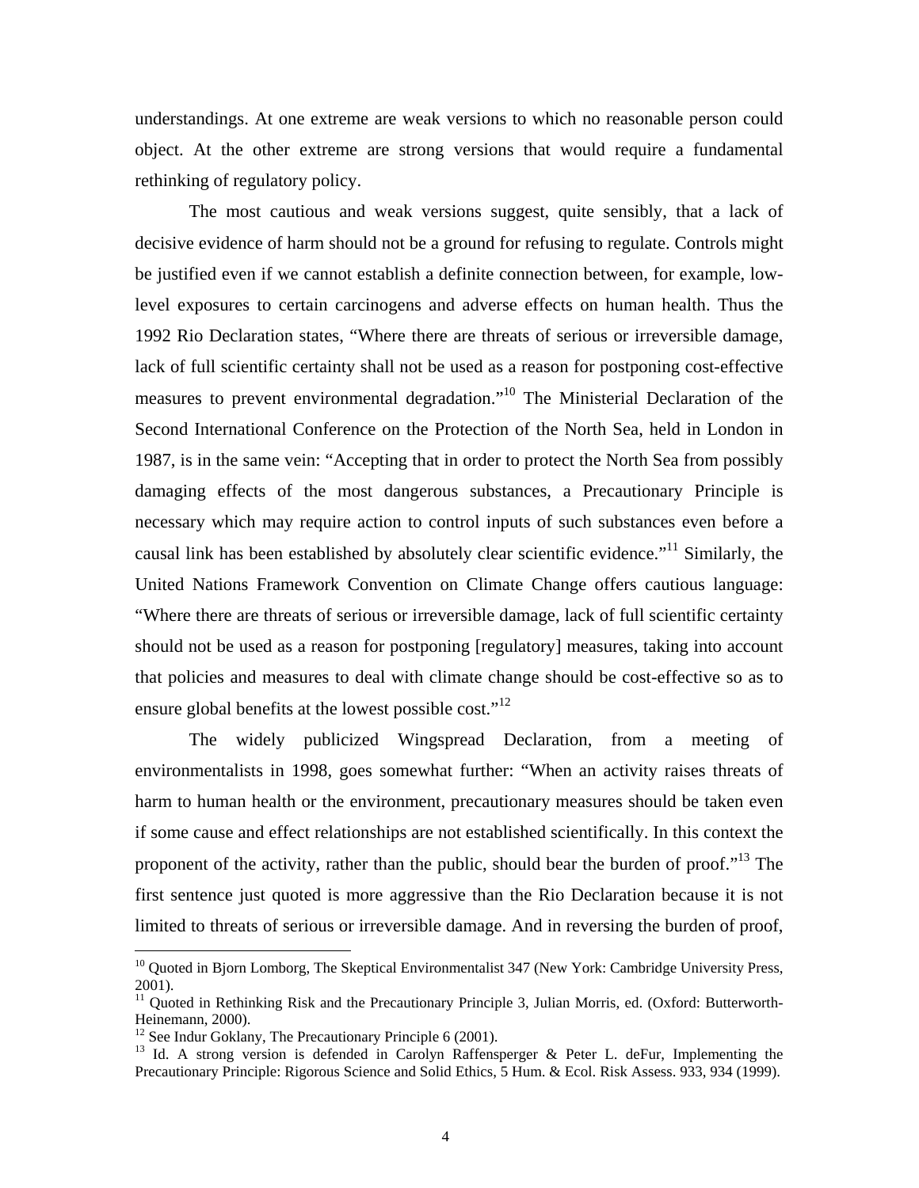understandings. At one extreme are weak versions to which no reasonable person could object. At the other extreme are strong versions that would require a fundamental rethinking of regulatory policy.

The most cautious and weak versions suggest, quite sensibly, that a lack of decisive evidence of harm should not be a ground for refusing to regulate. Controls might be justified even if we cannot establish a definite connection between, for example, low-level exposures to certain carcinogens and adverse effects on human health. Thus the 1992 Rio Declaration states, "Where there are threats of serious or irreversible damage, lack of full scientific certainty shall not be used as a reason for postponing cost-effective measures to prevent environmental degradation."[10] The Ministerial Declaration of the Second International Conference on the Protection of the North Sea, held in London in 1987, is in the same vein: "Accepting that in order to protect the North Sea from possibly damaging effects of the most dangerous substances, a Precautionary Principle is necessary which may require action to control inputs of such substances even before a causal link has been established by absolutely clear scientific evidence."[11] Similarly, the United Nations Framework Convention on Climate Change offers cautious language: "Where there are threats of serious or irreversible damage, lack of full scientific certainty should not be used as a reason for postponing [regulatory] measures, taking into account that policies and measures to deal with climate change should be cost-effective so as to ensure global benefits at the lowest possible cost."[12]

The widely publicized Wingspread Declaration, from a meeting of environmentalists in 1998, goes somewhat further: "When an activity raises threats of harm to human health or the environment, precautionary measures should be taken even if some cause and effect relationships are not established scientifically. In this context the proponent of the activity, rather than the public, should bear the burden of proof."[13] The first sentence just quoted is more aggressive than the Rio Declaration because it is not limited to threats of serious or irreversible damage. And in reversing the burden of proof,

---

[10] Quoted in Bjorn Lomborg, The Skeptical Environmentalist 347 (New York: Cambridge University Press, 2001).

[11] Quoted in Rethinking Risk and the Precautionary Principle 3, Julian Morris, ed. (Oxford: Butterworth-Heinemann, 2000).

[12] See Indur Goklany, The Precautionary Principle 6 (2001).

[13] Id. A strong version is defended in Carolyn Raffensperger & Peter L. deFur, Implementing the Precautionary Principle: Rigorous Science and Solid Ethics, 5 Hum. & Ecol. Risk Assess. 933, 934 (1999).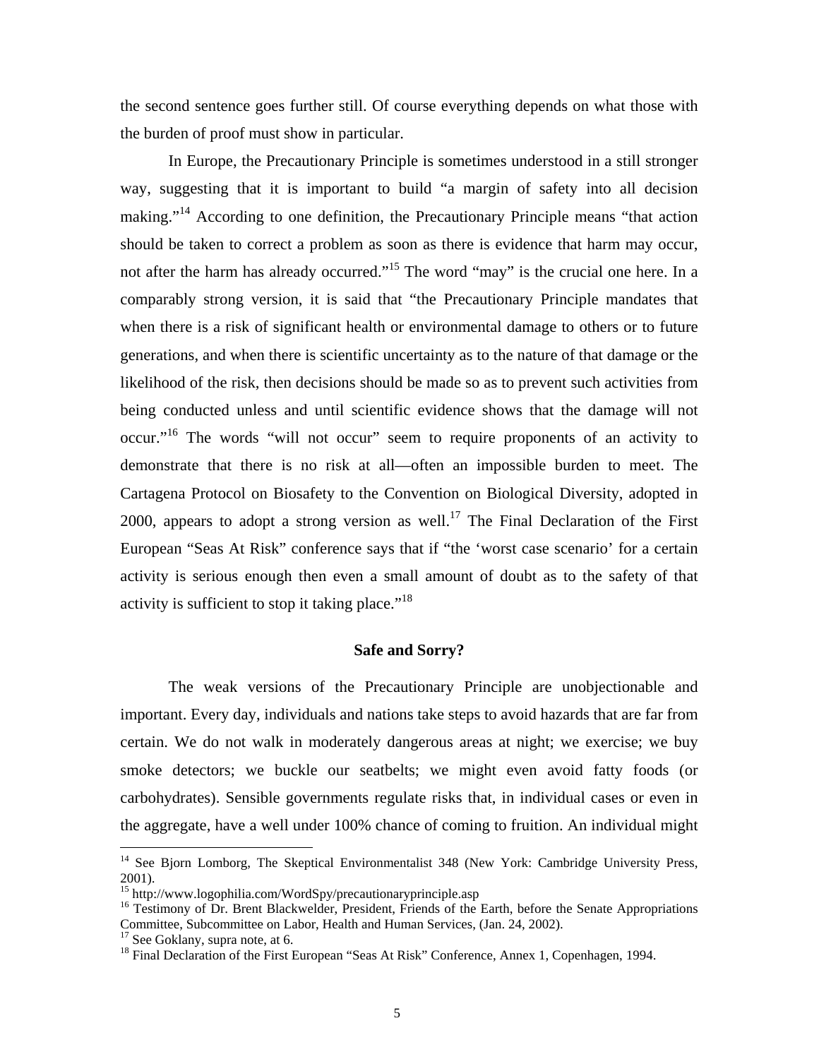the second sentence goes further still. Of course everything depends on what those with the burden of proof must show in particular.

In Europe, the Precautionary Principle is sometimes understood in a still stronger way, suggesting that it is important to build "a margin of safety into all decision making."[14] According to one definition, the Precautionary Principle means "that action should be taken to correct a problem as soon as there is evidence that harm may occur, not after the harm has already occurred."[15] The word "may" is the crucial one here. In a comparably strong version, it is said that "the Precautionary Principle mandates that when there is a risk of significant health or environmental damage to others or to future generations, and when there is scientific uncertainty as to the nature of that damage or the likelihood of the risk, then decisions should be made so as to prevent such activities from being conducted unless and until scientific evidence shows that the damage will not occur."[16] The words "will not occur" seem to require proponents of an activity to demonstrate that there is no risk at all—often an impossible burden to meet. The Cartagena Protocol on Biosafety to the Convention on Biological Diversity, adopted in 2000, appears to adopt a strong version as well.[17] The Final Declaration of the First European "Seas At Risk" conference says that if "the 'worst case scenario' for a certain activity is serious enough then even a small amount of doubt as to the safety of that activity is sufficient to stop it taking place."[18]

### Safe and Sorry?

The weak versions of the Precautionary Principle are unobjectionable and important. Every day, individuals and nations take steps to avoid hazards that are far from certain. We do not walk in moderately dangerous areas at night; we exercise; we buy smoke detectors; we buckle our seatbelts; we might even avoid fatty foods (or carbohydrates). Sensible governments regulate risks that, in individual cases or even in the aggregate, have a well under 100% chance of coming to fruition. An individual might

---

[14] See Bjorn Lomborg, The Skeptical Environmentalist 348 (New York: Cambridge University Press, 2001).

[15] http://www.logophilia.com/WordSpy/precautionaryprinciple.asp

[16] Testimony of Dr. Brent Blackwelder, President, Friends of the Earth, before the Senate Appropriations Committee, Subcommittee on Labor, Health and Human Services, (Jan. 24, 2002).

[17] See Goklany, supra note, at 6.

[18] Final Declaration of the First European "Seas At Risk" Conference, Annex 1, Copenhagen, 1994.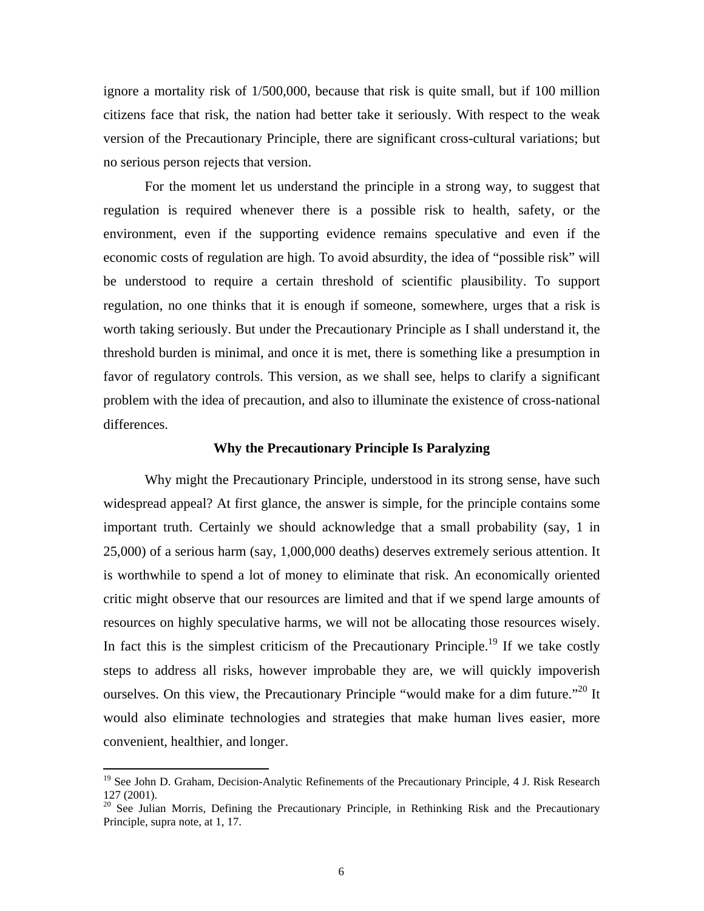ignore a mortality risk of 1/500,000, because that risk is quite small, but if 100 million citizens face that risk, the nation had better take it seriously. With respect to the weak version of the Precautionary Principle, there are significant cross-cultural variations; but no serious person rejects that version.

For the moment let us understand the principle in a strong way, to suggest that regulation is required whenever there is a possible risk to health, safety, or the environment, even if the supporting evidence remains speculative and even if the economic costs of regulation are high. To avoid absurdity, the idea of "possible risk" will be understood to require a certain threshold of scientific plausibility. To support regulation, no one thinks that it is enough if someone, somewhere, urges that a risk is worth taking seriously. But under the Precautionary Principle as I shall understand it, the threshold burden is minimal, and once it is met, there is something like a presumption in favor of regulatory controls. This version, as we shall see, helps to clarify a significant problem with the idea of precaution, and also to illuminate the existence of cross-national differences.

### Why the Precautionary Principle Is Paralyzing

Why might the Precautionary Principle, understood in its strong sense, have such widespread appeal? At first glance, the answer is simple, for the principle contains some important truth. Certainly we should acknowledge that a small probability (say, 1 in 25,000) of a serious harm (say, 1,000,000 deaths) deserves extremely serious attention. It is worthwhile to spend a lot of money to eliminate that risk. An economically oriented critic might observe that our resources are limited and that if we spend large amounts of resources on highly speculative harms, we will not be allocating those resources wisely. In fact this is the simplest criticism of the Precautionary Principle.[19] If we take costly steps to address all risks, however improbable they are, we will quickly impoverish ourselves. On this view, the Precautionary Principle "would make for a dim future."[20] It would also eliminate technologies and strategies that make human lives easier, more convenient, healthier, and longer.

---

[19] See John D. Graham, Decision-Analytic Refinements of the Precautionary Principle, 4 J. Risk Research 127 (2001).

[20] See Julian Morris, Defining the Precautionary Principle, in Rethinking Risk and the Precautionary Principle, supra note, at 1, 17.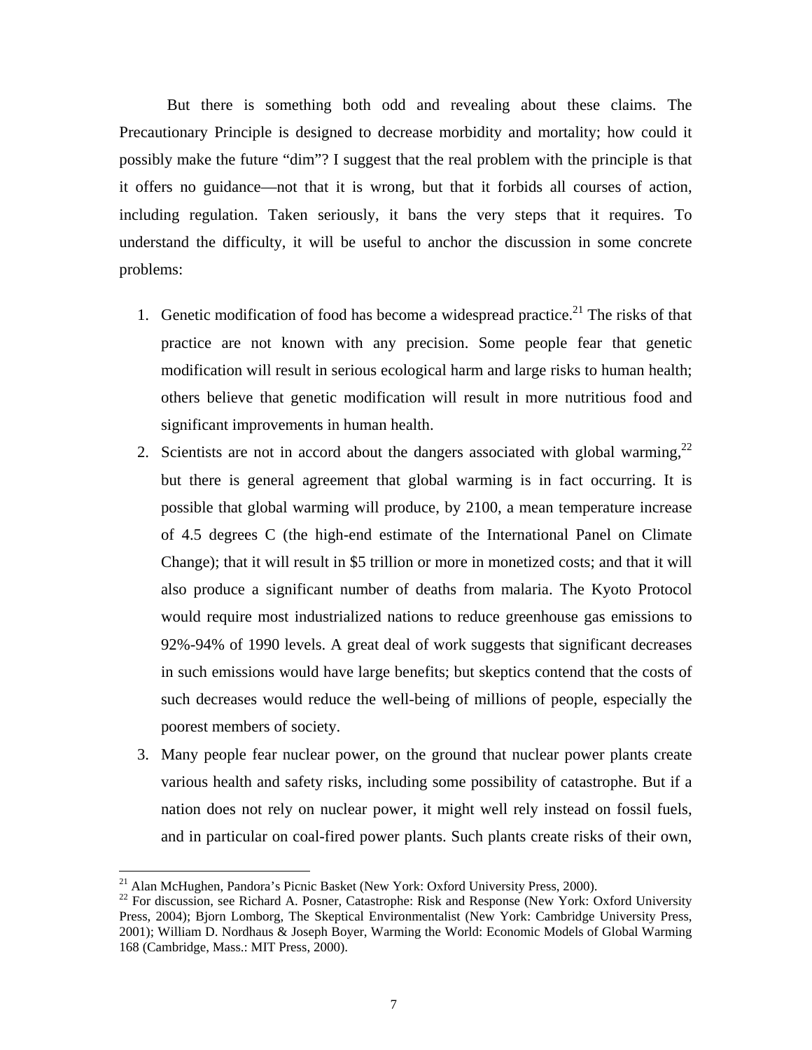But there is something both odd and revealing about these claims. The Precautionary Principle is designed to decrease morbidity and mortality; how could it possibly make the future "dim"? I suggest that the real problem with the principle is that it offers no guidance—not that it is wrong, but that it forbids all courses of action, including regulation. Taken seriously, it bans the very steps that it requires. To understand the difficulty, it will be useful to anchor the discussion in some concrete problems:

1. Genetic modification of food has become a widespread practice.[21] The risks of that practice are not known with any precision. Some people fear that genetic modification will result in serious ecological harm and large risks to human health; others believe that genetic modification will result in more nutritious food and significant improvements in human health.
2. Scientists are not in accord about the dangers associated with global warming,[22] but there is general agreement that global warming is in fact occurring. It is possible that global warming will produce, by 2100, a mean temperature increase of 4.5 degrees C (the high-end estimate of the International Panel on Climate Change); that it will result in $5 trillion or more in monetized costs; and that it will also produce a significant number of deaths from malaria. The Kyoto Protocol would require most industrialized nations to reduce greenhouse gas emissions to 92%-94% of 1990 levels. A great deal of work suggests that significant decreases in such emissions would have large benefits; but skeptics contend that the costs of such decreases would reduce the well-being of millions of people, especially the poorest members of society.
3. Many people fear nuclear power, on the ground that nuclear power plants create various health and safety risks, including some possibility of catastrophe. But if a nation does not rely on nuclear power, it might well rely instead on fossil fuels, and in particular on coal-fired power plants. Such plants create risks of their own,

---

[21] Alan McHughen, Pandora's Picnic Basket (New York: Oxford University Press, 2000).

[22] For discussion, see Richard A. Posner, Catastrophe: Risk and Response (New York: Oxford University Press, 2004); Bjorn Lomborg, The Skeptical Environmentalist (New York: Cambridge University Press, 2001); William D. Nordhaus & Joseph Boyer, Warming the World: Economic Models of Global Warming 168 (Cambridge, Mass.: MIT Press, 2000).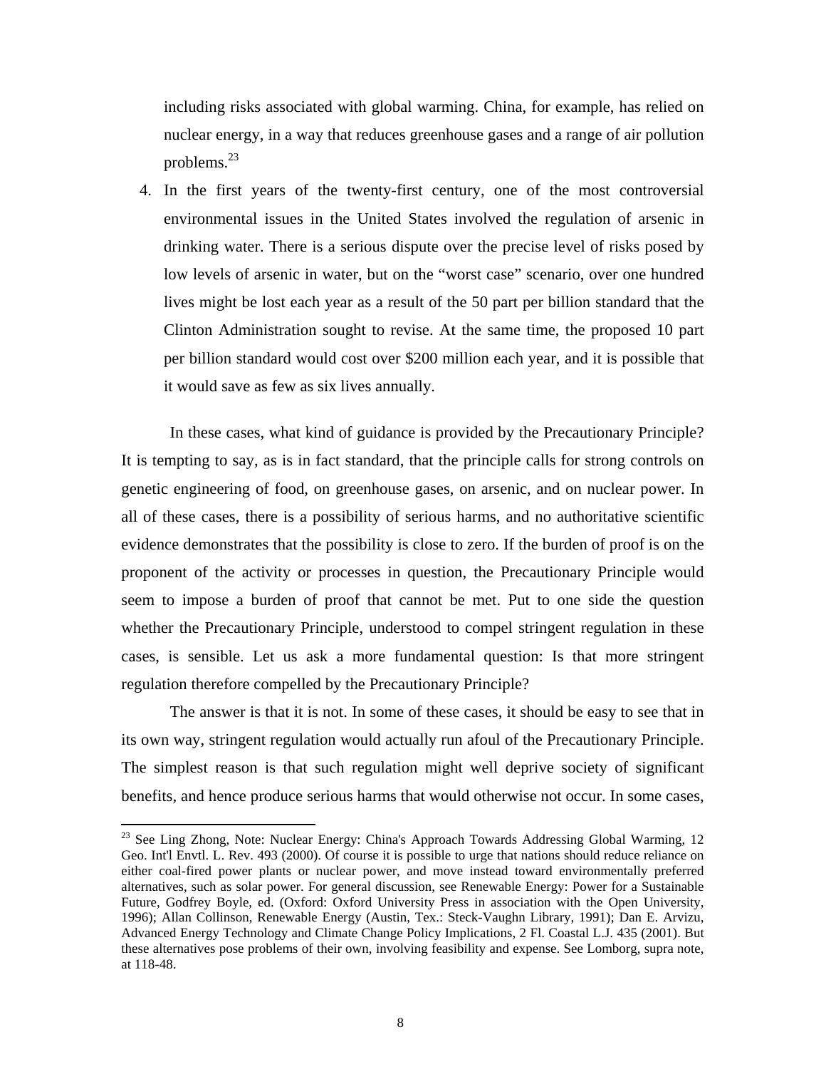including risks associated with global warming. China, for example, has relied on nuclear energy, in a way that reduces greenhouse gases and a range of air pollution problems.[23]

4. In the first years of the twenty-first century, one of the most controversial environmental issues in the United States involved the regulation of arsenic in drinking water. There is a serious dispute over the precise level of risks posed by low levels of arsenic in water, but on the "worst case" scenario, over one hundred lives might be lost each year as a result of the 50 part per billion standard that the Clinton Administration sought to revise. At the same time, the proposed 10 part per billion standard would cost over $200 million each year, and it is possible that it would save as few as six lives annually.

In these cases, what kind of guidance is provided by the Precautionary Principle? It is tempting to say, as is in fact standard, that the principle calls for strong controls on genetic engineering of food, on greenhouse gases, on arsenic, and on nuclear power. In all of these cases, there is a possibility of serious harms, and no authoritative scientific evidence demonstrates that the possibility is close to zero. If the burden of proof is on the proponent of the activity or processes in question, the Precautionary Principle would seem to impose a burden of proof that cannot be met. Put to one side the question whether the Precautionary Principle, understood to compel stringent regulation in these cases, is sensible. Let us ask a more fundamental question: Is that more stringent regulation therefore compelled by the Precautionary Principle?

The answer is that it is not. In some of these cases, it should be easy to see that in its own way, stringent regulation would actually run afoul of the Precautionary Principle. The simplest reason is that such regulation might well deprive society of significant benefits, and hence produce serious harms that would otherwise not occur. In some cases,

---

[23] See Ling Zhong, Note: Nuclear Energy: China's Approach Towards Addressing Global Warming, 12 Geo. Int'l Envtl. L. Rev. 493 (2000). Of course it is possible to urge that nations should reduce reliance on either coal-fired power plants or nuclear power, and move instead toward environmentally preferred alternatives, such as solar power. For general discussion, see Renewable Energy: Power for a Sustainable Future, Godfrey Boyle, ed. (Oxford: Oxford University Press in association with the Open University, 1996); Allan Collinson, Renewable Energy (Austin, Tex.: Steck-Vaughn Library, 1991); Dan E. Arvizu, Advanced Energy Technology and Climate Change Policy Implications, 2 Fl. Coastal L.J. 435 (2001). But these alternatives pose problems of their own, involving feasibility and expense. See Lomborg, supra note, at 118-48.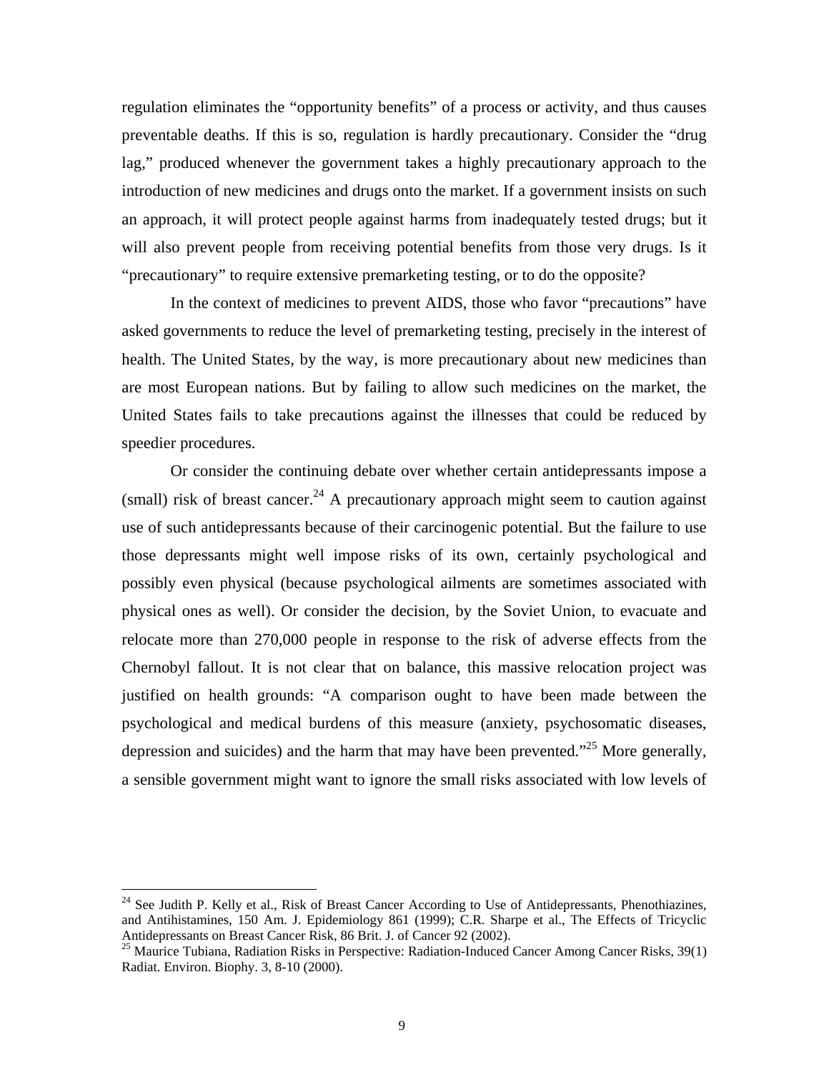regulation eliminates the "opportunity benefits" of a process or activity, and thus causes preventable deaths. If this is so, regulation is hardly precautionary. Consider the "drug lag," produced whenever the government takes a highly precautionary approach to the introduction of new medicines and drugs onto the market. If a government insists on such an approach, it will protect people against harms from inadequately tested drugs; but it will also prevent people from receiving potential benefits from those very drugs. Is it "precautionary" to require extensive premarketing testing, or to do the opposite?

In the context of medicines to prevent AIDS, those who favor "precautions" have asked governments to reduce the level of premarketing testing, precisely in the interest of health. The United States, by the way, is more precautionary about new medicines than are most European nations. But by failing to allow such medicines on the market, the United States fails to take precautions against the illnesses that could be reduced by speedier procedures.

Or consider the continuing debate over whether certain antidepressants impose a (small) risk of breast cancer.[24] A precautionary approach might seem to caution against use of such antidepressants because of their carcinogenic potential. But the failure to use those depressants might well impose risks of its own, certainly psychological and possibly even physical (because psychological ailments are sometimes associated with physical ones as well). Or consider the decision, by the Soviet Union, to evacuate and relocate more than 270,000 people in response to the risk of adverse effects from the Chernobyl fallout. It is not clear that on balance, this massive relocation project was justified on health grounds: "A comparison ought to have been made between the psychological and medical burdens of this measure (anxiety, psychosomatic diseases, depression and suicides) and the harm that may have been prevented."[25] More generally, a sensible government might want to ignore the small risks associated with low levels of

---

[24] See Judith P. Kelly et al., Risk of Breast Cancer According to Use of Antidepressants, Phenothiazines, and Antihistamines, 150 Am. J. Epidemiology 861 (1999); C.R. Sharpe et al., The Effects of Tricyclic Antidepressants on Breast Cancer Risk, 86 Brit. J. of Cancer 92 (2002).

[25] Maurice Tubiana, Radiation Risks in Perspective: Radiation-Induced Cancer Among Cancer Risks, 39(1) Radiat. Environ. Biophy. 3, 8-10 (2000).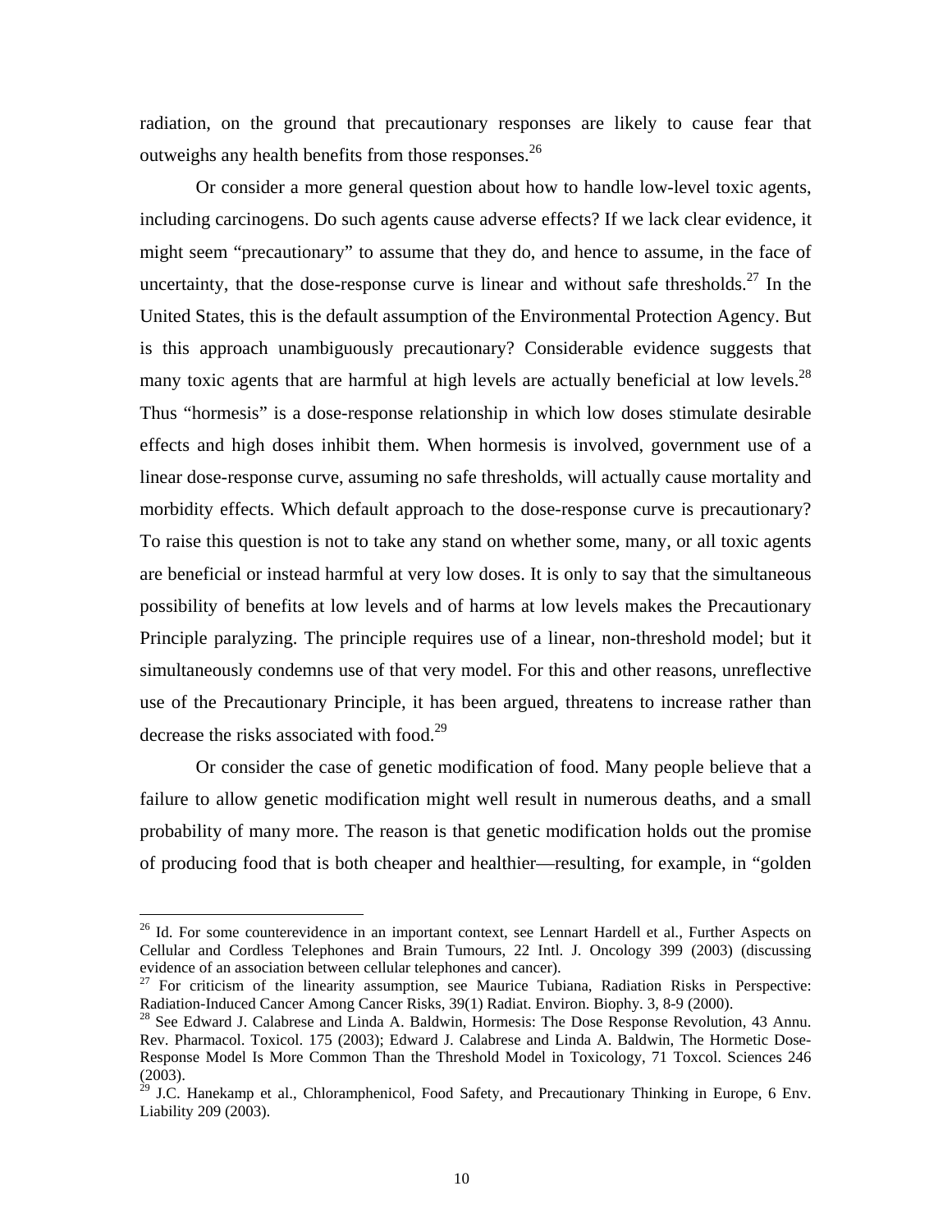radiation, on the ground that precautionary responses are likely to cause fear that outweighs any health benefits from those responses.[26]

Or consider a more general question about how to handle low-level toxic agents, including carcinogens. Do such agents cause adverse effects? If we lack clear evidence, it might seem "precautionary" to assume that they do, and hence to assume, in the face of uncertainty, that the dose-response curve is linear and without safe thresholds.[27] In the United States, this is the default assumption of the Environmental Protection Agency. But is this approach unambiguously precautionary? Considerable evidence suggests that many toxic agents that are harmful at high levels are actually beneficial at low levels.[28] Thus "hormesis" is a dose-response relationship in which low doses stimulate desirable effects and high doses inhibit them. When hormesis is involved, government use of a linear dose-response curve, assuming no safe thresholds, will actually cause mortality and morbidity effects. Which default approach to the dose-response curve is precautionary? To raise this question is not to take any stand on whether some, many, or all toxic agents are beneficial or instead harmful at very low doses. It is only to say that the simultaneous possibility of benefits at low levels and of harms at low levels makes the Precautionary Principle paralyzing. The principle requires use of a linear, non-threshold model; but it simultaneously condemns use of that very model. For this and other reasons, unreflective use of the Precautionary Principle, it has been argued, threatens to increase rather than decrease the risks associated with food.[29]

Or consider the case of genetic modification of food. Many people believe that a failure to allow genetic modification might well result in numerous deaths, and a small probability of many more. The reason is that genetic modification holds out the promise of producing food that is both cheaper and healthier—resulting, for example, in "golden

---

[26] Id. For some counterevidence in an important context, see Lennart Hardell et al., Further Aspects on Cellular and Cordless Telephones and Brain Tumours, 22 Intl. J. Oncology 399 (2003) (discussing evidence of an association between cellular telephones and cancer).

[27] For criticism of the linearity assumption, see Maurice Tubiana, Radiation Risks in Perspective: Radiation-Induced Cancer Among Cancer Risks, 39(1) Radiat. Environ. Biophy. 3, 8-9 (2000).

[28] See Edward J. Calabrese and Linda A. Baldwin, Hormesis: The Dose Response Revolution, 43 Annu. Rev. Pharmacol. Toxicol. 175 (2003); Edward J. Calabrese and Linda A. Baldwin, The Hormetic Dose-Response Model Is More Common Than the Threshold Model in Toxicology, 71 Toxcol. Sciences 246 (2003).

[29] J.C. Hanekamp et al., Chloramphenicol, Food Safety, and Precautionary Thinking in Europe, 6 Env. Liability 209 (2003).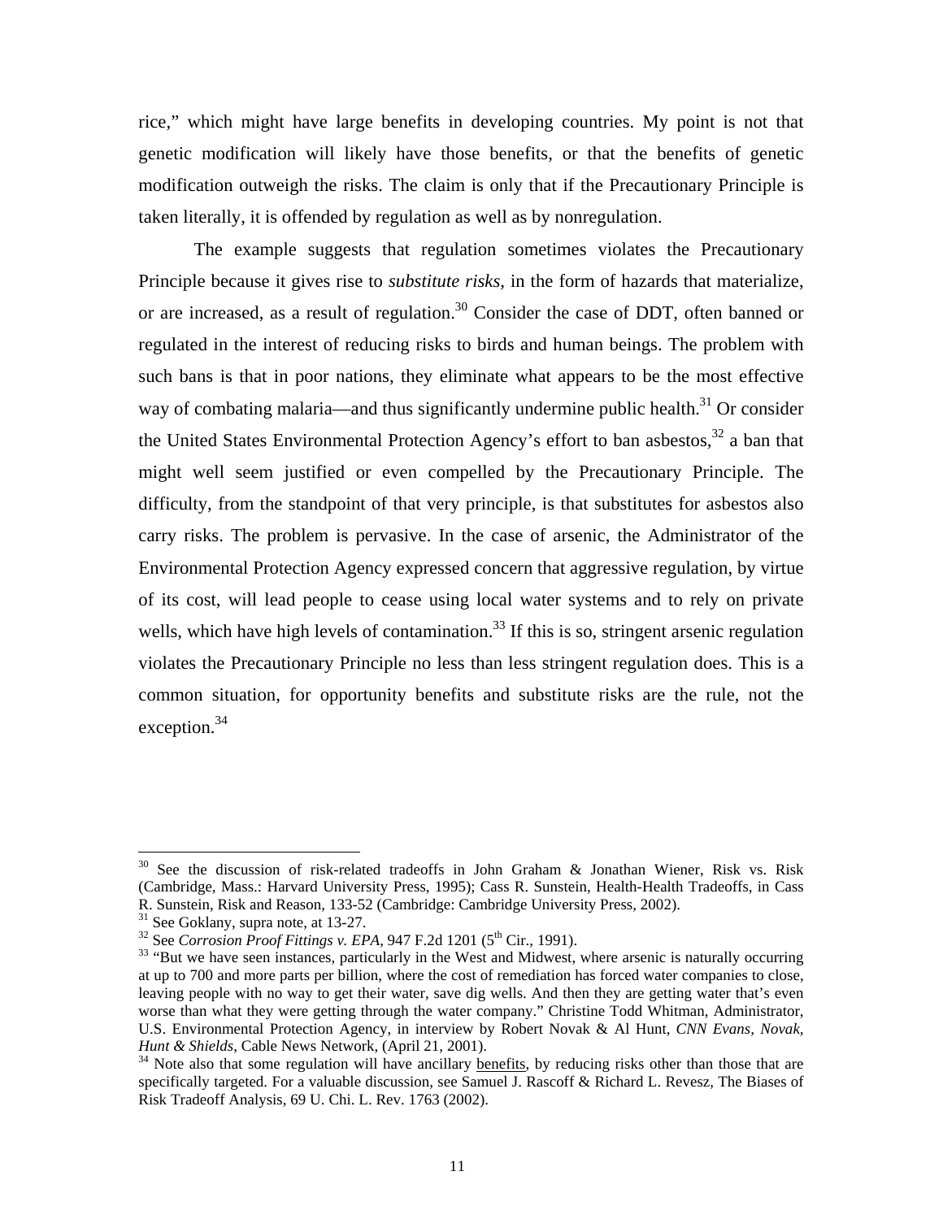rice," which might have large benefits in developing countries. My point is not that genetic modification will likely have those benefits, or that the benefits of genetic modification outweigh the risks. The claim is only that if the Precautionary Principle is taken literally, it is offended by regulation as well as by nonregulation.

The example suggests that regulation sometimes violates the Precautionary Principle because it gives rise to *substitute risks*, in the form of hazards that materialize, or are increased, as a result of regulation.[30] Consider the case of DDT, often banned or regulated in the interest of reducing risks to birds and human beings. The problem with such bans is that in poor nations, they eliminate what appears to be the most effective way of combating malaria—and thus significantly undermine public health.[31] Or consider the United States Environmental Protection Agency's effort to ban asbestos,[32] a ban that might well seem justified or even compelled by the Precautionary Principle. The difficulty, from the standpoint of that very principle, is that substitutes for asbestos also carry risks. The problem is pervasive. In the case of arsenic, the Administrator of the Environmental Protection Agency expressed concern that aggressive regulation, by virtue of its cost, will lead people to cease using local water systems and to rely on private wells, which have high levels of contamination.[33] If this is so, stringent arsenic regulation violates the Precautionary Principle no less than less stringent regulation does. This is a common situation, for opportunity benefits and substitute risks are the rule, not the exception.[34]

---

[30] See the discussion of risk-related tradeoffs in John Graham & Jonathan Wiener, Risk vs. Risk (Cambridge, Mass.: Harvard University Press, 1995); Cass R. Sunstein, Health-Health Tradeoffs, in Cass R. Sunstein, Risk and Reason, 133-52 (Cambridge: Cambridge University Press, 2002).

[31] See Goklany, supra note, at 13-27.

[32] See *Corrosion Proof Fittings v. EPA*, 947 F.2d 1201 (5th Cir., 1991).

[33] "But we have seen instances, particularly in the West and Midwest, where arsenic is naturally occurring at up to 700 and more parts per billion, where the cost of remediation has forced water companies to close, leaving people with no way to get their water, save dig wells. And then they are getting water that's even worse than what they were getting through the water company." Christine Todd Whitman, Administrator, U.S. Environmental Protection Agency, in interview by Robert Novak & Al Hunt, *CNN Evans, Novak, Hunt & Shields*, Cable News Network, (April 21, 2001).

[34] Note also that some regulation will have ancillary benefits, by reducing risks other than those that are specifically targeted. For a valuable discussion, see Samuel J. Rascoff & Richard L. Revesz, The Biases of Risk Tradeoff Analysis, 69 U. Chi. L. Rev. 1763 (2002).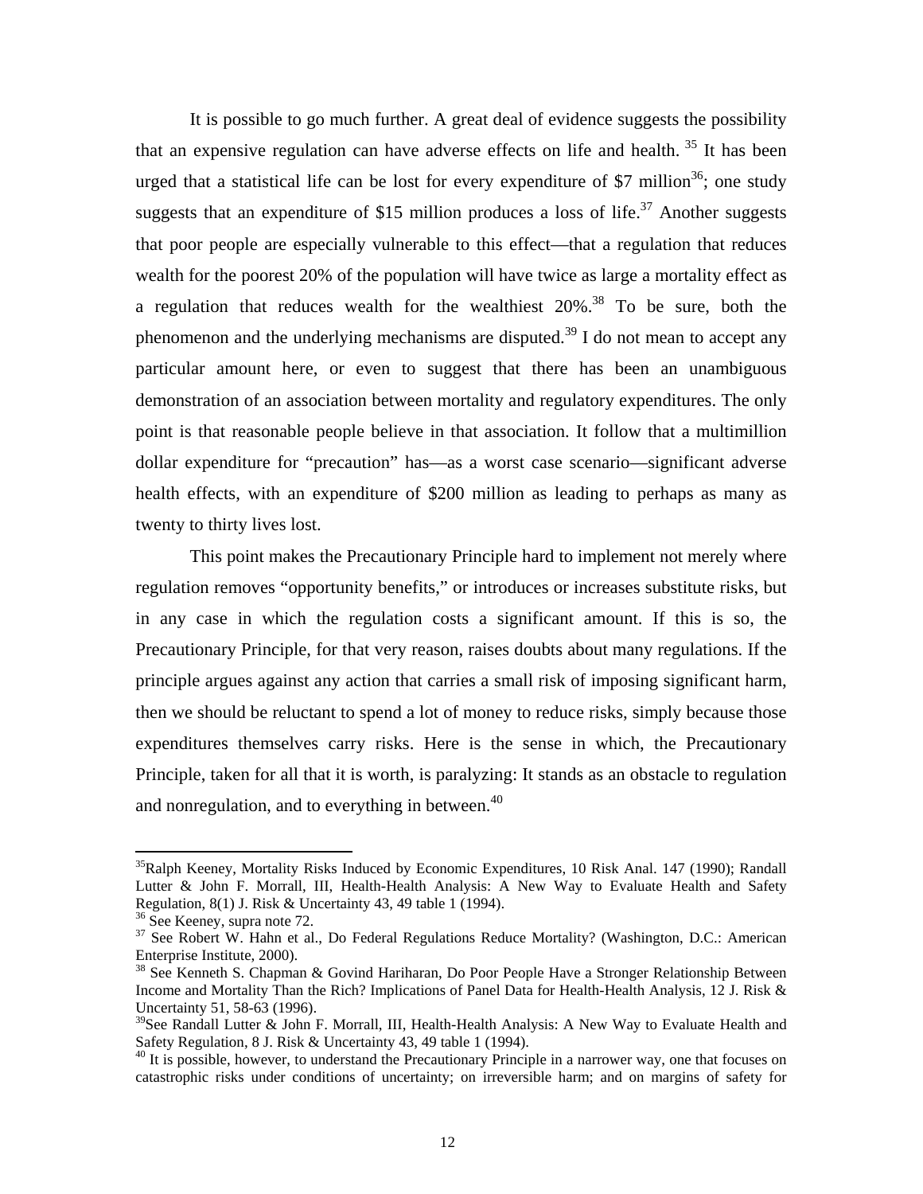It is possible to go much further. A great deal of evidence suggests the possibility that an expensive regulation can have adverse effects on life and health. [35] It has been urged that a statistical life can be lost for every expenditure of $7 million[36]; one study suggests that an expenditure of $15 million produces a loss of life.[37] Another suggests that poor people are especially vulnerable to this effect—that a regulation that reduces wealth for the poorest 20% of the population will have twice as large a mortality effect as a regulation that reduces wealth for the wealthiest 20%.[38] To be sure, both the phenomenon and the underlying mechanisms are disputed.[39] I do not mean to accept any particular amount here, or even to suggest that there has been an unambiguous demonstration of an association between mortality and regulatory expenditures. The only point is that reasonable people believe in that association. It follow that a multimillion dollar expenditure for "precaution" has—as a worst case scenario—significant adverse health effects, with an expenditure of $200 million as leading to perhaps as many as twenty to thirty lives lost.

This point makes the Precautionary Principle hard to implement not merely where regulation removes "opportunity benefits," or introduces or increases substitute risks, but in any case in which the regulation costs a significant amount. If this is so, the Precautionary Principle, for that very reason, raises doubts about many regulations. If the principle argues against any action that carries a small risk of imposing significant harm, then we should be reluctant to spend a lot of money to reduce risks, simply because those expenditures themselves carry risks. Here is the sense in which, the Precautionary Principle, taken for all that it is worth, is paralyzing: It stands as an obstacle to regulation and nonregulation, and to everything in between.[40]

---

[35] Ralph Keeney, Mortality Risks Induced by Economic Expenditures, 10 Risk Anal. 147 (1990); Randall Lutter & John F. Morrall, III, Health-Health Analysis: A New Way to Evaluate Health and Safety Regulation, 8(1) J. Risk & Uncertainty 43, 49 table 1 (1994).

[36] See Keeney, supra note 72.

[37] See Robert W. Hahn et al., Do Federal Regulations Reduce Mortality? (Washington, D.C.: American Enterprise Institute, 2000).

[38] See Kenneth S. Chapman & Govind Hariharan, Do Poor People Have a Stronger Relationship Between Income and Mortality Than the Rich? Implications of Panel Data for Health-Health Analysis, 12 J. Risk & Uncertainty 51, 58-63 (1996).

[39] See Randall Lutter & John F. Morrall, III, Health-Health Analysis: A New Way to Evaluate Health and Safety Regulation, 8 J. Risk & Uncertainty 43, 49 table 1 (1994).

[40] It is possible, however, to understand the Precautionary Principle in a narrower way, one that focuses on catastrophic risks under conditions of uncertainty; on irreversible harm; and on margins of safety for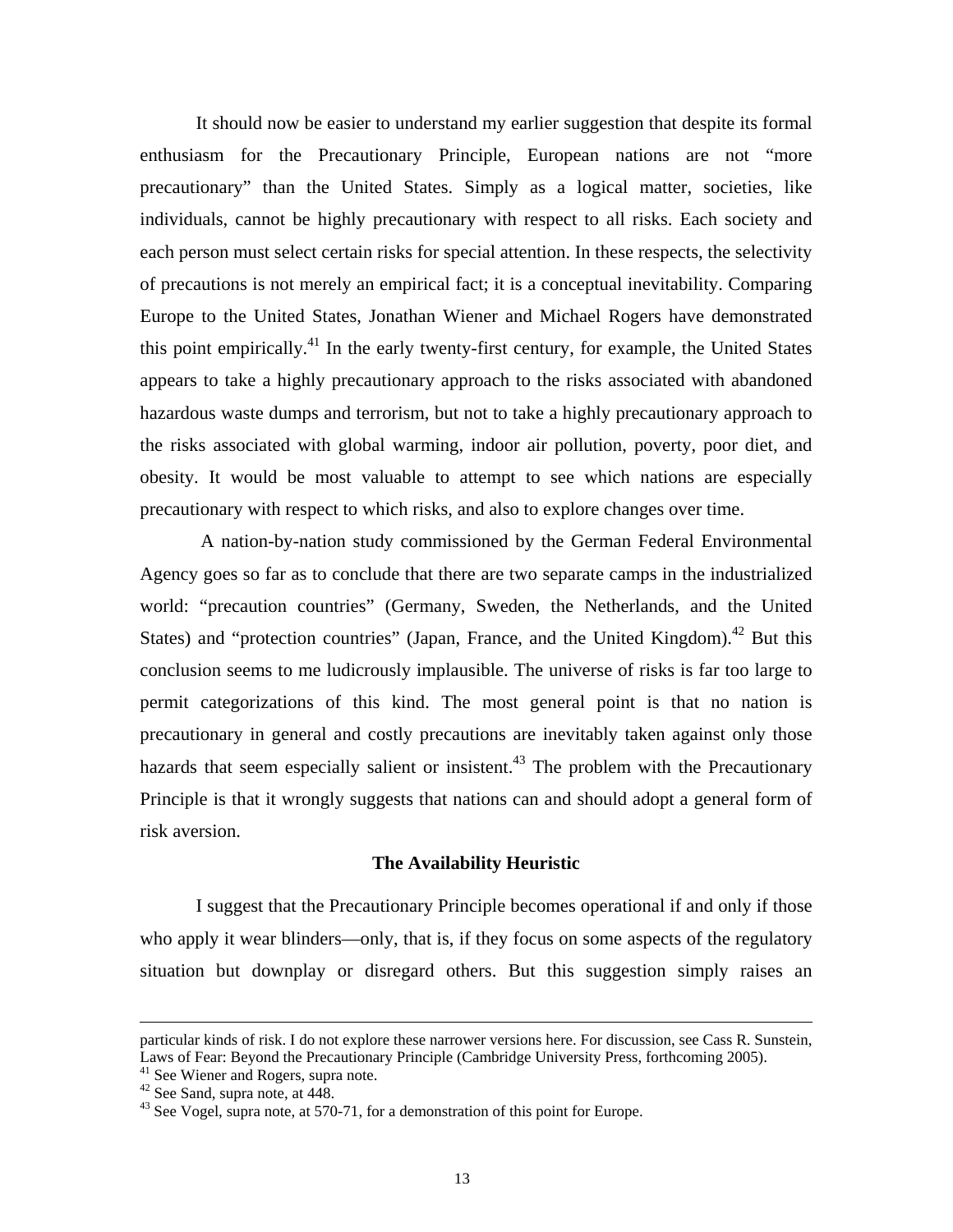It should now be easier to understand my earlier suggestion that despite its formal enthusiasm for the Precautionary Principle, European nations are not "more precautionary" than the United States. Simply as a logical matter, societies, like individuals, cannot be highly precautionary with respect to all risks. Each society and each person must select certain risks for special attention. In these respects, the selectivity of precautions is not merely an empirical fact; it is a conceptual inevitability. Comparing Europe to the United States, Jonathan Wiener and Michael Rogers have demonstrated this point empirically.[41] In the early twenty-first century, for example, the United States appears to take a highly precautionary approach to the risks associated with abandoned hazardous waste dumps and terrorism, but not to take a highly precautionary approach to the risks associated with global warming, indoor air pollution, poverty, poor diet, and obesity. It would be most valuable to attempt to see which nations are especially precautionary with respect to which risks, and also to explore changes over time.

A nation-by-nation study commissioned by the German Federal Environmental Agency goes so far as to conclude that there are two separate camps in the industrialized world: "precaution countries" (Germany, Sweden, the Netherlands, and the United States) and "protection countries" (Japan, France, and the United Kingdom).[42] But this conclusion seems to me ludicrously implausible. The universe of risks is far too large to permit categorizations of this kind. The most general point is that no nation is precautionary in general and costly precautions are inevitably taken against only those hazards that seem especially salient or insistent.[43] The problem with the Precautionary Principle is that it wrongly suggests that nations can and should adopt a general form of risk aversion.

## The Availability Heuristic

I suggest that the Precautionary Principle becomes operational if and only if those who apply it wear blinders—only, that is, if they focus on some aspects of the regulatory situation but downplay or disregard others. But this suggestion simply raises an

---

particular kinds of risk. I do not explore these narrower versions here. For discussion, see Cass R. Sunstein, Laws of Fear: Beyond the Precautionary Principle (Cambridge University Press, forthcoming 2005).

[41] See Wiener and Rogers, supra note.

[42] See Sand, supra note, at 448.

[43] See Vogel, supra note, at 570-71, for a demonstration of this point for Europe.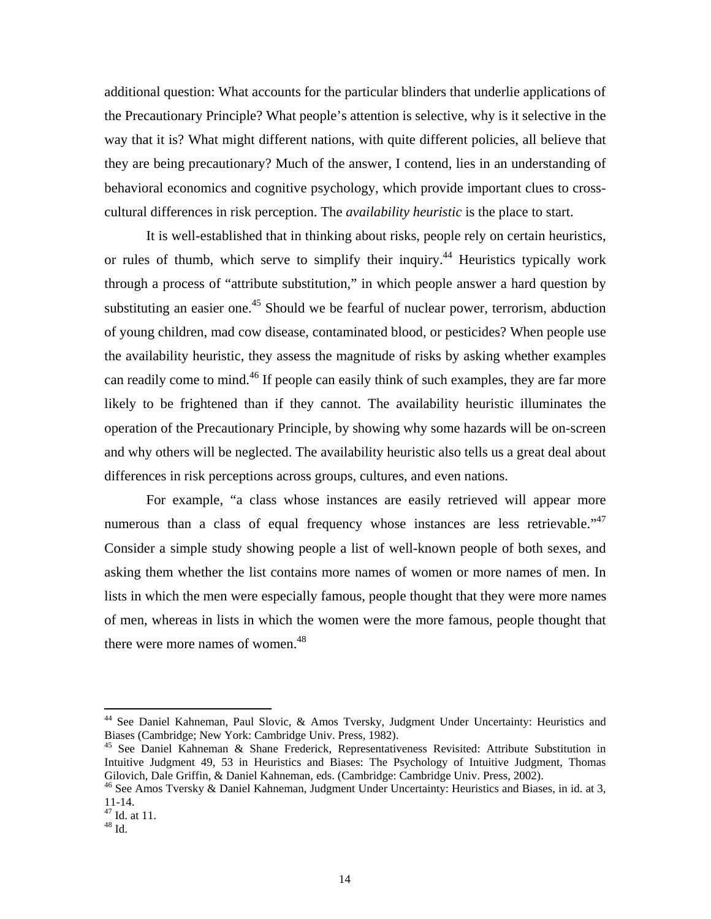additional question: What accounts for the particular blinders that underlie applications of the Precautionary Principle? What people's attention is selective, why is it selective in the way that it is? What might different nations, with quite different policies, all believe that they are being precautionary? Much of the answer, I contend, lies in an understanding of behavioral economics and cognitive psychology, which provide important clues to cross-cultural differences in risk perception. The *availability heuristic* is the place to start.

It is well-established that in thinking about risks, people rely on certain heuristics, or rules of thumb, which serve to simplify their inquiry.[44] Heuristics typically work through a process of "attribute substitution," in which people answer a hard question by substituting an easier one.[45] Should we be fearful of nuclear power, terrorism, abduction of young children, mad cow disease, contaminated blood, or pesticides? When people use the availability heuristic, they assess the magnitude of risks by asking whether examples can readily come to mind.[46] If people can easily think of such examples, they are far more likely to be frightened than if they cannot. The availability heuristic illuminates the operation of the Precautionary Principle, by showing why some hazards will be on-screen and why others will be neglected. The availability heuristic also tells us a great deal about differences in risk perceptions across groups, cultures, and even nations.

For example, "a class whose instances are easily retrieved will appear more numerous than a class of equal frequency whose instances are less retrievable."[47] Consider a simple study showing people a list of well-known people of both sexes, and asking them whether the list contains more names of women or more names of men. In lists in which the men were especially famous, people thought that they were more names of men, whereas in lists in which the women were the more famous, people thought that there were more names of women.[48]

---

[44] See Daniel Kahneman, Paul Slovic, & Amos Tversky, Judgment Under Uncertainty: Heuristics and Biases (Cambridge; New York: Cambridge Univ. Press, 1982).

[45] See Daniel Kahneman & Shane Frederick, Representativeness Revisited: Attribute Substitution in Intuitive Judgment 49, 53 in Heuristics and Biases: The Psychology of Intuitive Judgment, Thomas Gilovich, Dale Griffin, & Daniel Kahneman, eds. (Cambridge: Cambridge Univ. Press, 2002).

[46] See Amos Tversky & Daniel Kahneman, Judgment Under Uncertainty: Heuristics and Biases, in id. at 3, 11-14.

[47] Id. at 11.

[48] Id.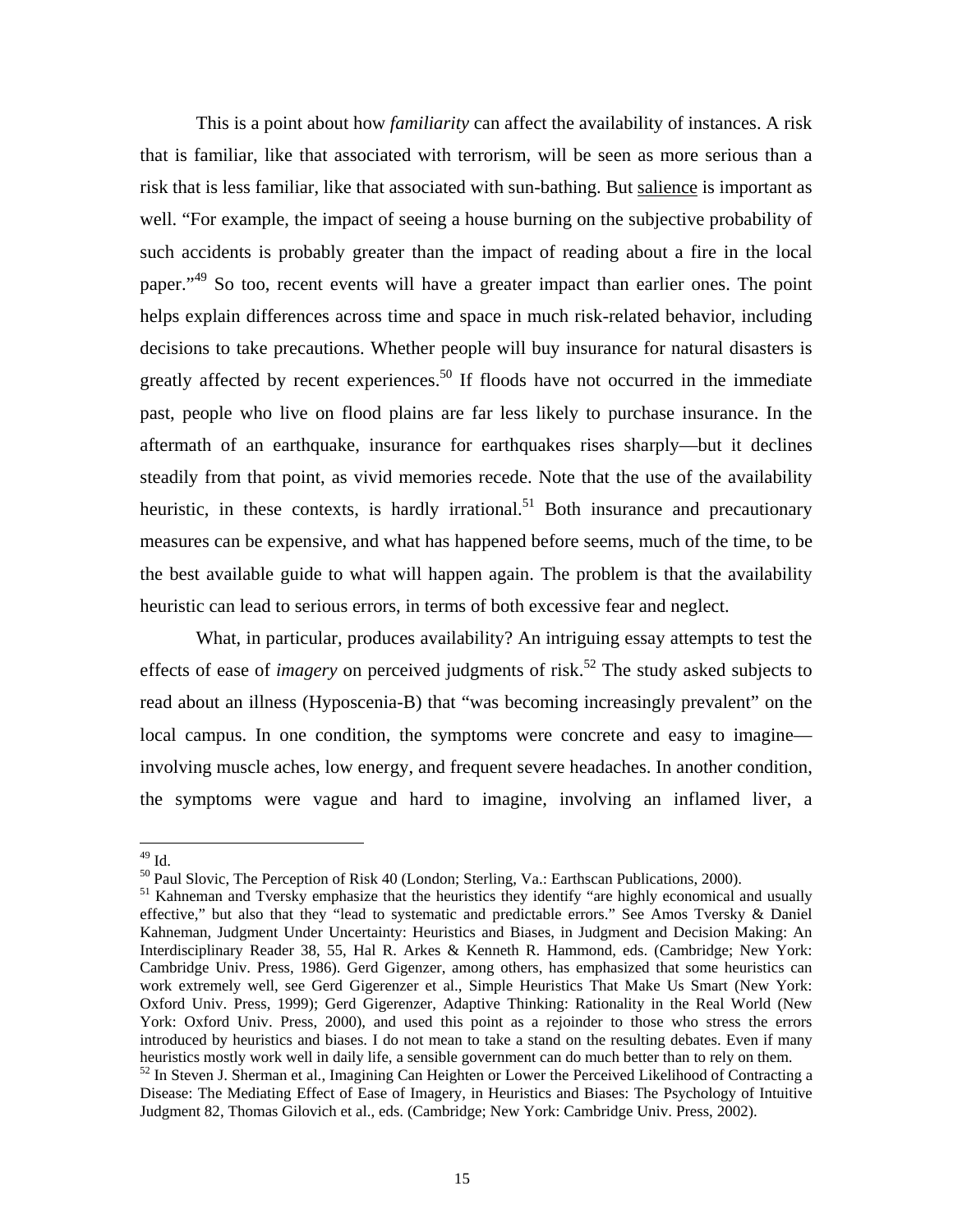This is a point about how *familiarity* can affect the availability of instances. A risk that is familiar, like that associated with terrorism, will be seen as more serious than a risk that is less familiar, like that associated with sun-bathing. But <u>salience</u> is important as well. "For example, the impact of seeing a house burning on the subjective probability of such accidents is probably greater than the impact of reading about a fire in the local paper."[49] So too, recent events will have a greater impact than earlier ones. The point helps explain differences across time and space in much risk-related behavior, including decisions to take precautions. Whether people will buy insurance for natural disasters is greatly affected by recent experiences.[50] If floods have not occurred in the immediate past, people who live on flood plains are far less likely to purchase insurance. In the aftermath of an earthquake, insurance for earthquakes rises sharply—but it declines steadily from that point, as vivid memories recede. Note that the use of the availability heuristic, in these contexts, is hardly irrational.[51] Both insurance and precautionary measures can be expensive, and what has happened before seems, much of the time, to be the best available guide to what will happen again. The problem is that the availability heuristic can lead to serious errors, in terms of both excessive fear and neglect.

What, in particular, produces availability? An intriguing essay attempts to test the effects of ease of *imagery* on perceived judgments of risk.[52] The study asked subjects to read about an illness (Hyposcenia-B) that "was becoming increasingly prevalent" on the local campus. In one condition, the symptoms were concrete and easy to imagine—involving muscle aches, low energy, and frequent severe headaches. In another condition, the symptoms were vague and hard to imagine, involving an inflamed liver, a

---

[49] Id.

[50] Paul Slovic, The Perception of Risk 40 (London; Sterling, Va.: Earthscan Publications, 2000).

[51] Kahneman and Tversky emphasize that the heuristics they identify "are highly economical and usually effective," but also that they "lead to systematic and predictable errors." See Amos Tversky & Daniel Kahneman, Judgment Under Uncertainty: Heuristics and Biases, in Judgment and Decision Making: An Interdisciplinary Reader 38, 55, Hal R. Arkes & Kenneth R. Hammond, eds. (Cambridge; New York: Cambridge Univ. Press, 1986). Gerd Gigenzer, among others, has emphasized that some heuristics can work extremely well, see Gerd Gigerenzer et al., Simple Heuristics That Make Us Smart (New York: Oxford Univ. Press, 1999); Gerd Gigerenzer, Adaptive Thinking: Rationality in the Real World (New York: Oxford Univ. Press, 2000), and used this point as a rejoinder to those who stress the errors introduced by heuristics and biases. I do not mean to take a stand on the resulting debates. Even if many heuristics mostly work well in daily life, a sensible government can do much better than to rely on them.

[52] In Steven J. Sherman et al., Imagining Can Heighten or Lower the Perceived Likelihood of Contracting a Disease: The Mediating Effect of Ease of Imagery, in Heuristics and Biases: The Psychology of Intuitive Judgment 82, Thomas Gilovich et al., eds. (Cambridge; New York: Cambridge Univ. Press, 2002).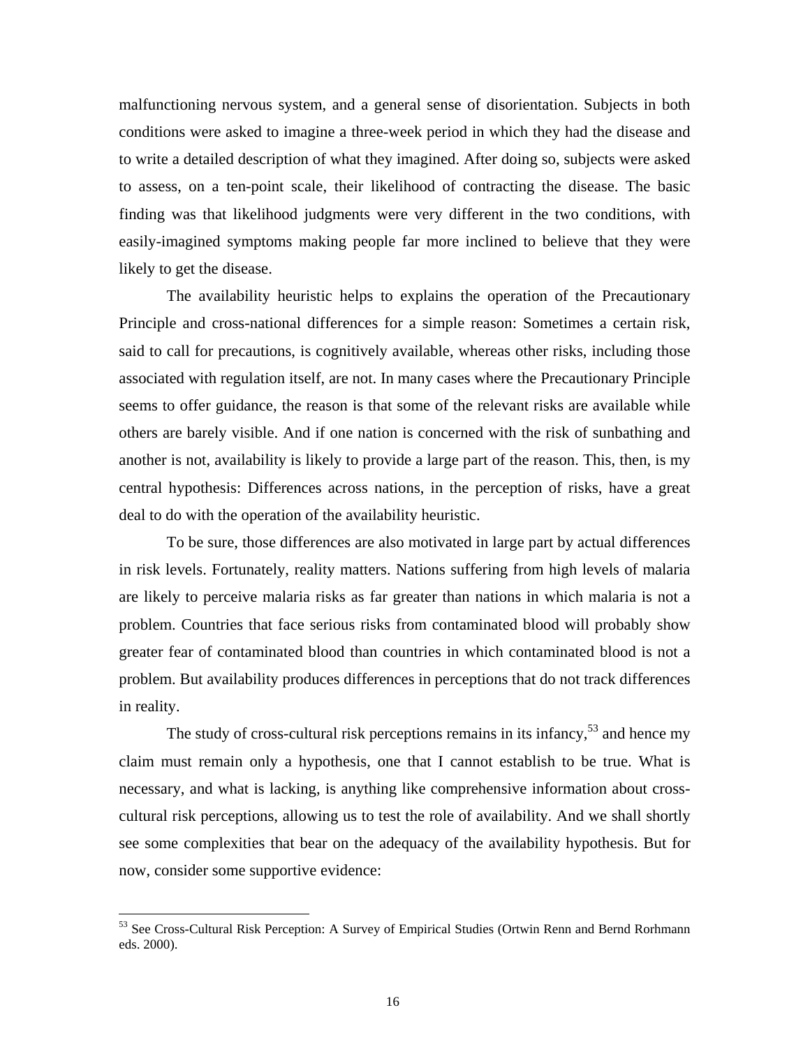malfunctioning nervous system, and a general sense of disorientation. Subjects in both conditions were asked to imagine a three-week period in which they had the disease and to write a detailed description of what they imagined. After doing so, subjects were asked to assess, on a ten-point scale, their likelihood of contracting the disease. The basic finding was that likelihood judgments were very different in the two conditions, with easily-imagined symptoms making people far more inclined to believe that they were likely to get the disease.

The availability heuristic helps to explains the operation of the Precautionary Principle and cross-national differences for a simple reason: Sometimes a certain risk, said to call for precautions, is cognitively available, whereas other risks, including those associated with regulation itself, are not. In many cases where the Precautionary Principle seems to offer guidance, the reason is that some of the relevant risks are available while others are barely visible. And if one nation is concerned with the risk of sunbathing and another is not, availability is likely to provide a large part of the reason. This, then, is my central hypothesis: Differences across nations, in the perception of risks, have a great deal to do with the operation of the availability heuristic.

To be sure, those differences are also motivated in large part by actual differences in risk levels. Fortunately, reality matters. Nations suffering from high levels of malaria are likely to perceive malaria risks as far greater than nations in which malaria is not a problem. Countries that face serious risks from contaminated blood will probably show greater fear of contaminated blood than countries in which contaminated blood is not a problem. But availability produces differences in perceptions that do not track differences in reality.

The study of cross-cultural risk perceptions remains in its infancy,[53] and hence my claim must remain only a hypothesis, one that I cannot establish to be true. What is necessary, and what is lacking, is anything like comprehensive information about cross-cultural risk perceptions, allowing us to test the role of availability. And we shall shortly see some complexities that bear on the adequacy of the availability hypothesis. But for now, consider some supportive evidence:

[53] See Cross-Cultural Risk Perception: A Survey of Empirical Studies (Ortwin Renn and Bernd Rorhmann eds. 2000).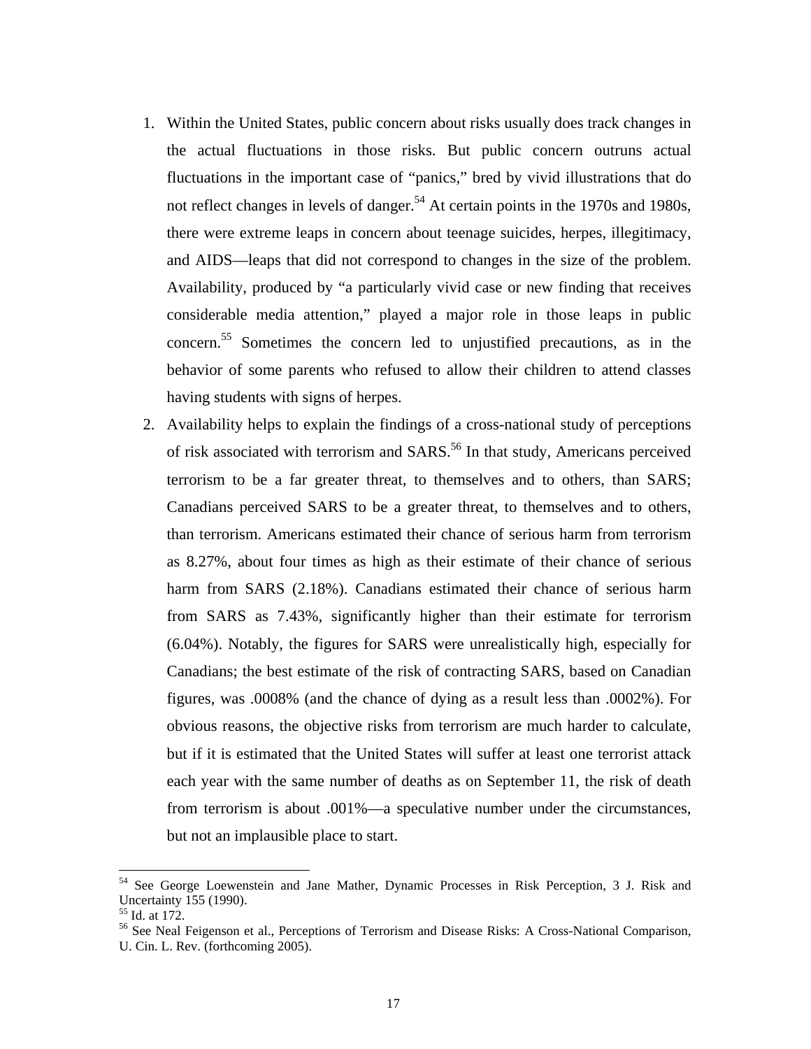1. Within the United States, public concern about risks usually does track changes in the actual fluctuations in those risks. But public concern outruns actual fluctuations in the important case of "panics," bred by vivid illustrations that do not reflect changes in levels of danger.[54] At certain points in the 1970s and 1980s, there were extreme leaps in concern about teenage suicides, herpes, illegitimacy, and AIDS—leaps that did not correspond to changes in the size of the problem. Availability, produced by "a particularly vivid case or new finding that receives considerable media attention," played a major role in those leaps in public concern.[55] Sometimes the concern led to unjustified precautions, as in the behavior of some parents who refused to allow their children to attend classes having students with signs of herpes.
2. Availability helps to explain the findings of a cross-national study of perceptions of risk associated with terrorism and SARS.[56] In that study, Americans perceived terrorism to be a far greater threat, to themselves and to others, than SARS; Canadians perceived SARS to be a greater threat, to themselves and to others, than terrorism. Americans estimated their chance of serious harm from terrorism as 8.27%, about four times as high as their estimate of their chance of serious harm from SARS (2.18%). Canadians estimated their chance of serious harm from SARS as 7.43%, significantly higher than their estimate for terrorism (6.04%). Notably, the figures for SARS were unrealistically high, especially for Canadians; the best estimate of the risk of contracting SARS, based on Canadian figures, was .0008% (and the chance of dying as a result less than .0002%). For obvious reasons, the objective risks from terrorism are much harder to calculate, but if it is estimated that the United States will suffer at least one terrorist attack each year with the same number of deaths as on September 11, the risk of death from terrorism is about .001%—a speculative number under the circumstances, but not an implausible place to start.

---

[54] See George Loewenstein and Jane Mather, Dynamic Processes in Risk Perception, 3 J. Risk and Uncertainty 155 (1990).

[55] Id. at 172.

[56] See Neal Feigenson et al., Perceptions of Terrorism and Disease Risks: A Cross-National Comparison, U. Cin. L. Rev. (forthcoming 2005).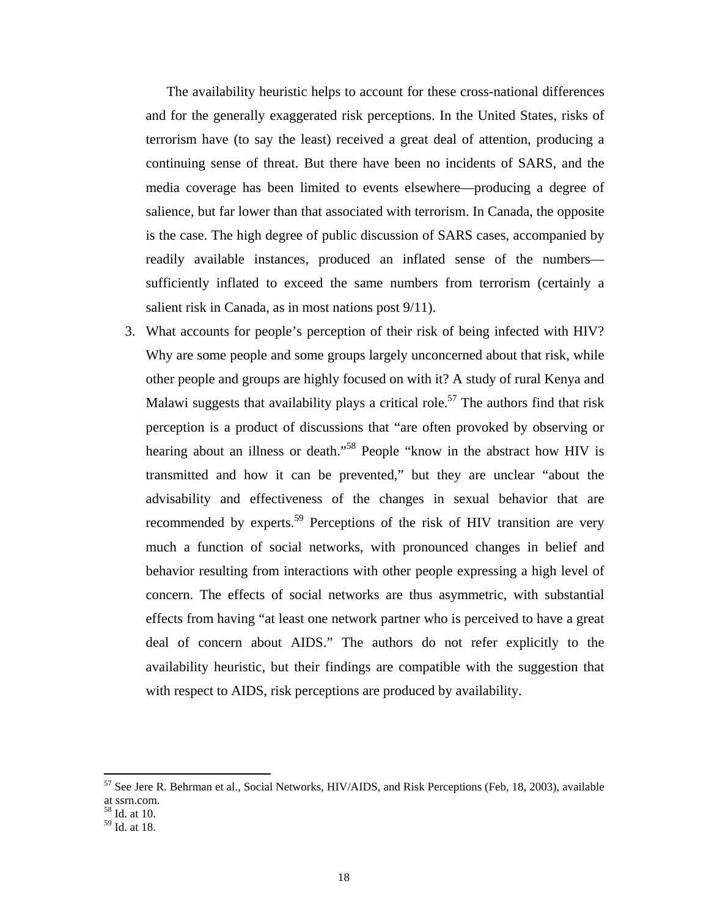The availability heuristic helps to account for these cross-national differences and for the generally exaggerated risk perceptions. In the United States, risks of terrorism have (to say the least) received a great deal of attention, producing a continuing sense of threat. But there have been no incidents of SARS, and the media coverage has been limited to events elsewhere—producing a degree of salience, but far lower than that associated with terrorism. In Canada, the opposite is the case. The high degree of public discussion of SARS cases, accompanied by readily available instances, produced an inflated sense of the numbers—sufficiently inflated to exceed the same numbers from terrorism (certainly a salient risk in Canada, as in most nations post 9/11).

3. What accounts for people's perception of their risk of being infected with HIV? Why are some people and some groups largely unconcerned about that risk, while other people and groups are highly focused on with it? A study of rural Kenya and Malawi suggests that availability plays a critical role.[57] The authors find that risk perception is a product of discussions that "are often provoked by observing or hearing about an illness or death."[58] People "know in the abstract how HIV is transmitted and how it can be prevented," but they are unclear "about the advisability and effectiveness of the changes in sexual behavior that are recommended by experts.[59] Perceptions of the risk of HIV transition are very much a function of social networks, with pronounced changes in belief and behavior resulting from interactions with other people expressing a high level of concern. The effects of social networks are thus asymmetric, with substantial effects from having "at least one network partner who is perceived to have a great deal of concern about AIDS." The authors do not refer explicitly to the availability heuristic, but their findings are compatible with the suggestion that with respect to AIDS, risk perceptions are produced by availability.

---

[57] See Jere R. Behrman et al., Social Networks, HIV/AIDS, and Risk Perceptions (Feb, 18, 2003), available at ssrn.com.

[58] Id. at 10.

[59] Id. at 18.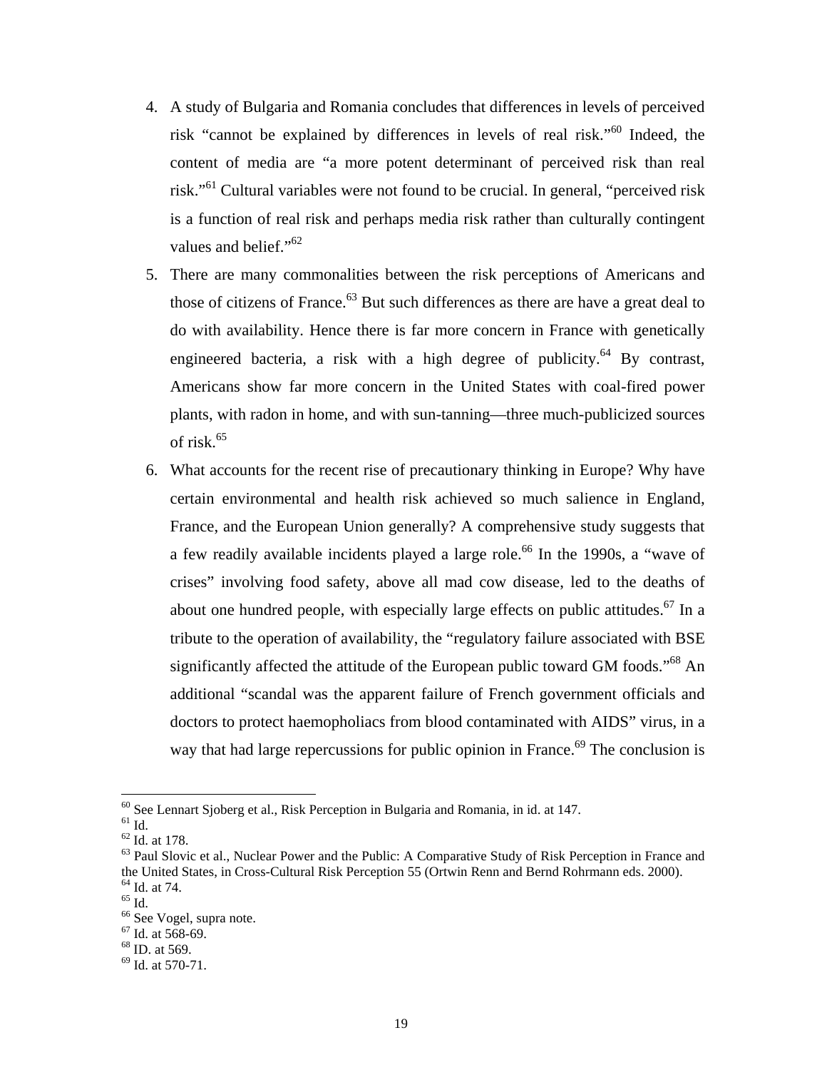4. A study of Bulgaria and Romania concludes that differences in levels of perceived risk "cannot be explained by differences in levels of real risk."[60] Indeed, the content of media are "a more potent determinant of perceived risk than real risk."[61] Cultural variables were not found to be crucial. In general, "perceived risk is a function of real risk and perhaps media risk rather than culturally contingent values and belief."[62]
5. There are many commonalities between the risk perceptions of Americans and those of citizens of France.[63] But such differences as there are have a great deal to do with availability. Hence there is far more concern in France with genetically engineered bacteria, a risk with a high degree of publicity.[64] By contrast, Americans show far more concern in the United States with coal-fired power plants, with radon in home, and with sun-tanning—three much-publicized sources of risk.[65]
6. What accounts for the recent rise of precautionary thinking in Europe? Why have certain environmental and health risk achieved so much salience in England, France, and the European Union generally? A comprehensive study suggests that a few readily available incidents played a large role.[66] In the 1990s, a "wave of crises" involving food safety, above all mad cow disease, led to the deaths of about one hundred people, with especially large effects on public attitudes.[67] In a tribute to the operation of availability, the "regulatory failure associated with BSE significantly affected the attitude of the European public toward GM foods."[68] An additional "scandal was the apparent failure of French government officials and doctors to protect haemopholiacs from blood contaminated with AIDS" virus, in a way that had large repercussions for public opinion in France.[69] The conclusion is

---

[60] See Lennart Sjoberg et al., Risk Perception in Bulgaria and Romania, in id. at 147.
[61] Id.
[62] Id. at 178.
[63] Paul Slovic et al., Nuclear Power and the Public: A Comparative Study of Risk Perception in France and the United States, in Cross-Cultural Risk Perception 55 (Ortwin Renn and Bernd Rohrmann eds. 2000).
[64] Id. at 74.
[65] Id.
[66] See Vogel, supra note.
[67] Id. at 568-69.
[68] ID. at 569.
[69] Id. at 570-71.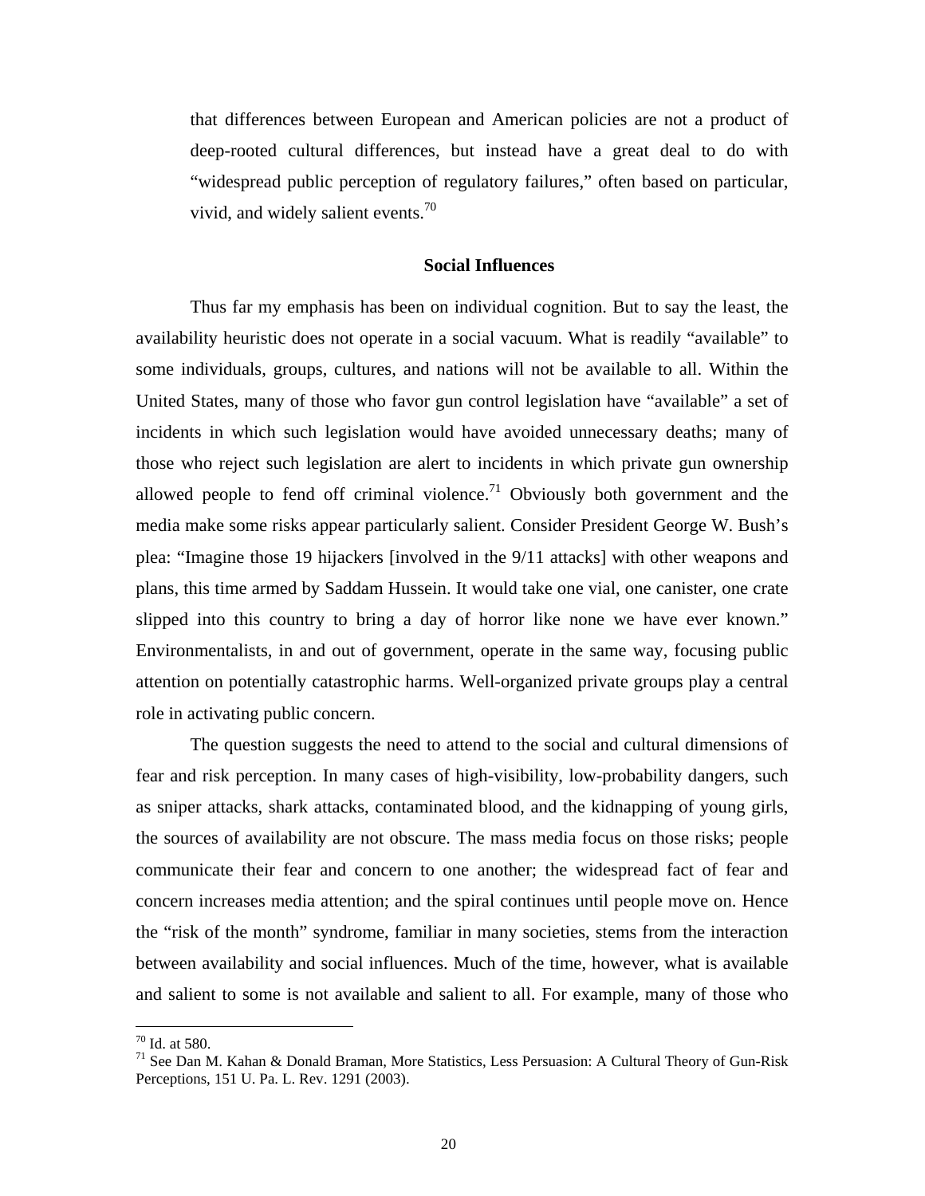that differences between European and American policies are not a product of deep-rooted cultural differences, but instead have a great deal to do with "widespread public perception of regulatory failures," often based on particular, vivid, and widely salient events.[70]

## Social Influences

Thus far my emphasis has been on individual cognition. But to say the least, the availability heuristic does not operate in a social vacuum. What is readily "available" to some individuals, groups, cultures, and nations will not be available to all. Within the United States, many of those who favor gun control legislation have "available" a set of incidents in which such legislation would have avoided unnecessary deaths; many of those who reject such legislation are alert to incidents in which private gun ownership allowed people to fend off criminal violence.[71] Obviously both government and the media make some risks appear particularly salient. Consider President George W. Bush's plea: "Imagine those 19 hijackers [involved in the 9/11 attacks] with other weapons and plans, this time armed by Saddam Hussein. It would take one vial, one canister, one crate slipped into this country to bring a day of horror like none we have ever known." Environmentalists, in and out of government, operate in the same way, focusing public attention on potentially catastrophic harms. Well-organized private groups play a central role in activating public concern.

The question suggests the need to attend to the social and cultural dimensions of fear and risk perception. In many cases of high-visibility, low-probability dangers, such as sniper attacks, shark attacks, contaminated blood, and the kidnapping of young girls, the sources of availability are not obscure. The mass media focus on those risks; people communicate their fear and concern to one another; the widespread fact of fear and concern increases media attention; and the spiral continues until people move on. Hence the "risk of the month" syndrome, familiar in many societies, stems from the interaction between availability and social influences. Much of the time, however, what is available and salient to some is not available and salient to all. For example, many of those who

---

[70] Id. at 580.

[71] See Dan M. Kahan & Donald Braman, More Statistics, Less Persuasion: A Cultural Theory of Gun-Risk Perceptions, 151 U. Pa. L. Rev. 1291 (2003).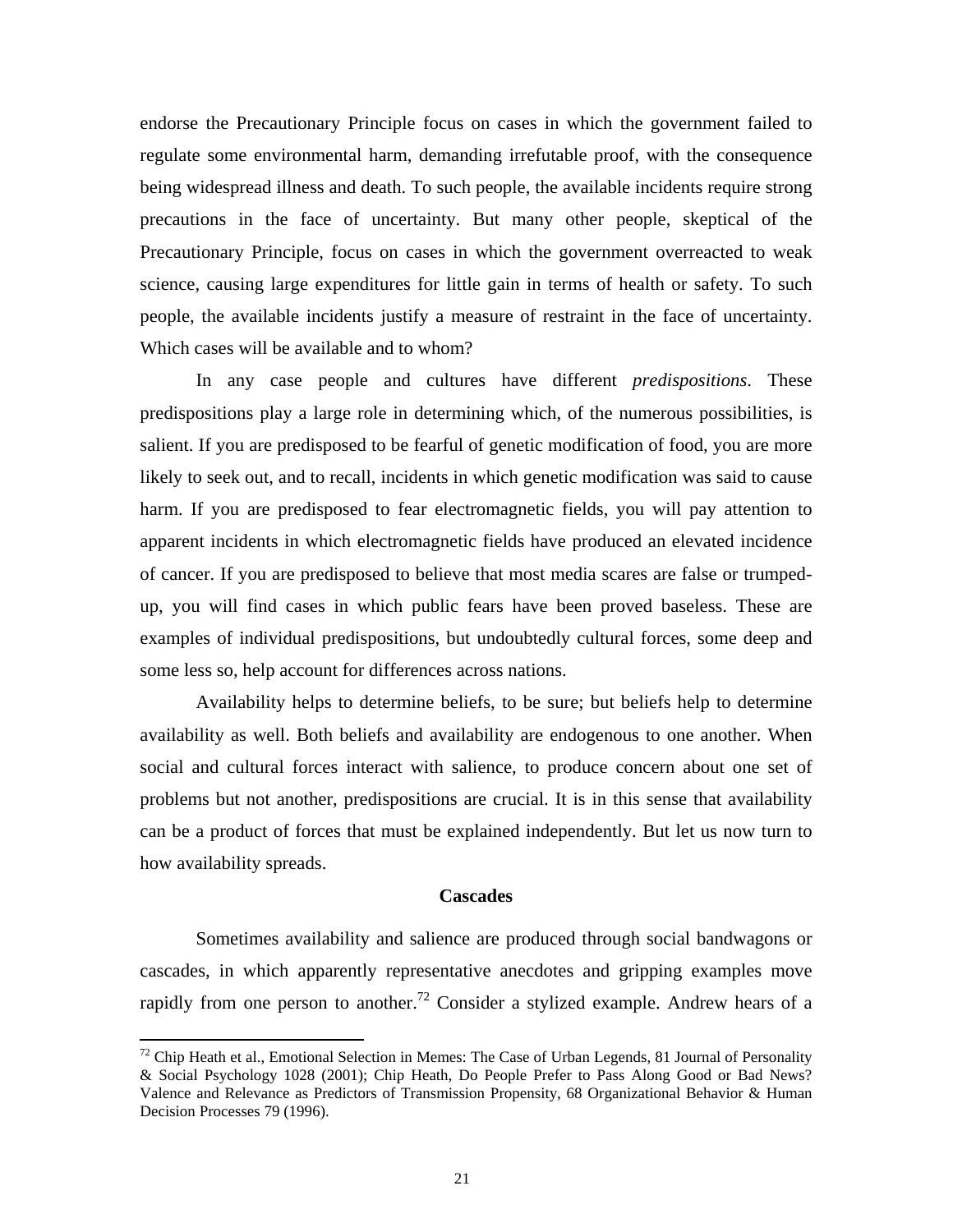endorse the Precautionary Principle focus on cases in which the government failed to regulate some environmental harm, demanding irrefutable proof, with the consequence being widespread illness and death. To such people, the available incidents require strong precautions in the face of uncertainty. But many other people, skeptical of the Precautionary Principle, focus on cases in which the government overreacted to weak science, causing large expenditures for little gain in terms of health or safety. To such people, the available incidents justify a measure of restraint in the face of uncertainty. Which cases will be available and to whom?

In any case people and cultures have different *predispositions*. These predispositions play a large role in determining which, of the numerous possibilities, is salient. If you are predisposed to be fearful of genetic modification of food, you are more likely to seek out, and to recall, incidents in which genetic modification was said to cause harm. If you are predisposed to fear electromagnetic fields, you will pay attention to apparent incidents in which electromagnetic fields have produced an elevated incidence of cancer. If you are predisposed to believe that most media scares are false or trumped-up, you will find cases in which public fears have been proved baseless. These are examples of individual predispositions, but undoubtedly cultural forces, some deep and some less so, help account for differences across nations.

Availability helps to determine beliefs, to be sure; but beliefs help to determine availability as well. Both beliefs and availability are endogenous to one another. When social and cultural forces interact with salience, to produce concern about one set of problems but not another, predispositions are crucial. It is in this sense that availability can be a product of forces that must be explained independently. But let us now turn to how availability spreads.

### Cascades

Sometimes availability and salience are produced through social bandwagons or cascades, in which apparently representative anecdotes and gripping examples move rapidly from one person to another.[72] Consider a stylized example. Andrew hears of a

[72] Chip Heath et al., Emotional Selection in Memes: The Case of Urban Legends, 81 Journal of Personality & Social Psychology 1028 (2001); Chip Heath, Do People Prefer to Pass Along Good or Bad News? Valence and Relevance as Predictors of Transmission Propensity, 68 Organizational Behavior & Human Decision Processes 79 (1996).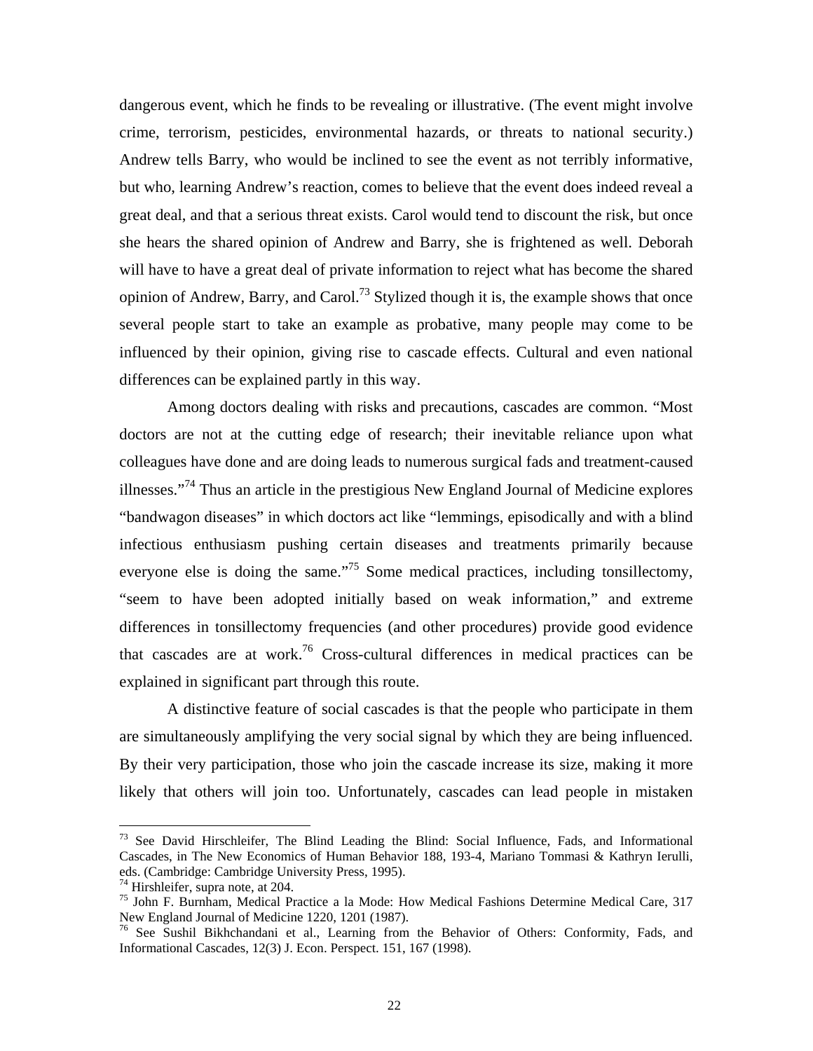dangerous event, which he finds to be revealing or illustrative. (The event might involve crime, terrorism, pesticides, environmental hazards, or threats to national security.) Andrew tells Barry, who would be inclined to see the event as not terribly informative, but who, learning Andrew's reaction, comes to believe that the event does indeed reveal a great deal, and that a serious threat exists. Carol would tend to discount the risk, but once she hears the shared opinion of Andrew and Barry, she is frightened as well. Deborah will have to have a great deal of private information to reject what has become the shared opinion of Andrew, Barry, and Carol.[73] Stylized though it is, the example shows that once several people start to take an example as probative, many people may come to be influenced by their opinion, giving rise to cascade effects. Cultural and even national differences can be explained partly in this way.

Among doctors dealing with risks and precautions, cascades are common. "Most doctors are not at the cutting edge of research; their inevitable reliance upon what colleagues have done and are doing leads to numerous surgical fads and treatment-caused illnesses."[74] Thus an article in the prestigious New England Journal of Medicine explores "bandwagon diseases" in which doctors act like "lemmings, episodically and with a blind infectious enthusiasm pushing certain diseases and treatments primarily because everyone else is doing the same."[75] Some medical practices, including tonsillectomy, "seem to have been adopted initially based on weak information," and extreme differences in tonsillectomy frequencies (and other procedures) provide good evidence that cascades are at work.[76] Cross-cultural differences in medical practices can be explained in significant part through this route.

A distinctive feature of social cascades is that the people who participate in them are simultaneously amplifying the very social signal by which they are being influenced. By their very participation, those who join the cascade increase its size, making it more likely that others will join too. Unfortunately, cascades can lead people in mistaken

---

[73] See David Hirschleifer, The Blind Leading the Blind: Social Influence, Fads, and Informational Cascades, in The New Economics of Human Behavior 188, 193-4, Mariano Tommasi & Kathryn Ierulli, eds. (Cambridge: Cambridge University Press, 1995).

[74] Hirshleifer, supra note, at 204.

[75] John F. Burnham, Medical Practice a la Mode: How Medical Fashions Determine Medical Care, 317 New England Journal of Medicine 1220, 1201 (1987).

[76] See Sushil Bikhchandani et al., Learning from the Behavior of Others: Conformity, Fads, and Informational Cascades, 12(3) J. Econ. Perspect. 151, 167 (1998).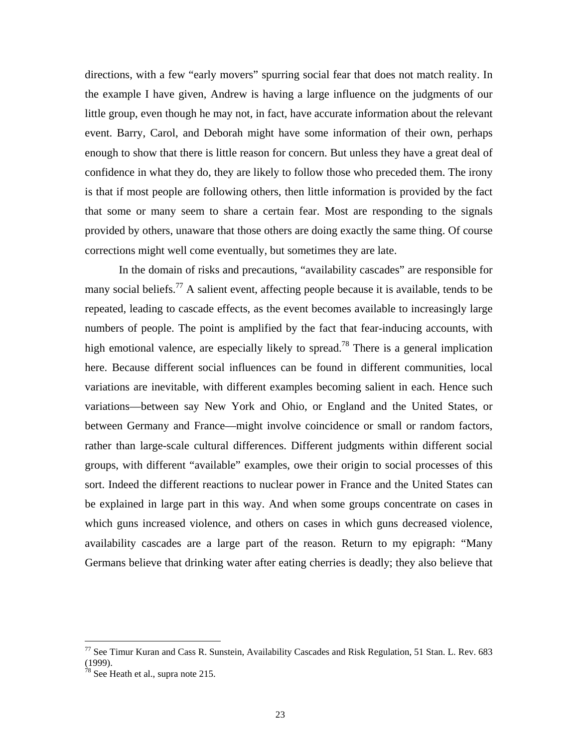directions, with a few "early movers" spurring social fear that does not match reality. In the example I have given, Andrew is having a large influence on the judgments of our little group, even though he may not, in fact, have accurate information about the relevant event. Barry, Carol, and Deborah might have some information of their own, perhaps enough to show that there is little reason for concern. But unless they have a great deal of confidence in what they do, they are likely to follow those who preceded them. The irony is that if most people are following others, then little information is provided by the fact that some or many seem to share a certain fear. Most are responding to the signals provided by others, unaware that those others are doing exactly the same thing. Of course corrections might well come eventually, but sometimes they are late.

In the domain of risks and precautions, "availability cascades" are responsible for many social beliefs.[77] A salient event, affecting people because it is available, tends to be repeated, leading to cascade effects, as the event becomes available to increasingly large numbers of people. The point is amplified by the fact that fear-inducing accounts, with high emotional valence, are especially likely to spread.[78] There is a general implication here. Because different social influences can be found in different communities, local variations are inevitable, with different examples becoming salient in each. Hence such variations—between say New York and Ohio, or England and the United States, or between Germany and France—might involve coincidence or small or random factors, rather than large-scale cultural differences. Different judgments within different social groups, with different "available" examples, owe their origin to social processes of this sort. Indeed the different reactions to nuclear power in France and the United States can be explained in large part in this way. And when some groups concentrate on cases in which guns increased violence, and others on cases in which guns decreased violence, availability cascades are a large part of the reason. Return to my epigraph: "Many Germans believe that drinking water after eating cherries is deadly; they also believe that

[77] See Timur Kuran and Cass R. Sunstein, Availability Cascades and Risk Regulation, 51 Stan. L. Rev. 683 (1999).

[78] See Heath et al., supra note 215.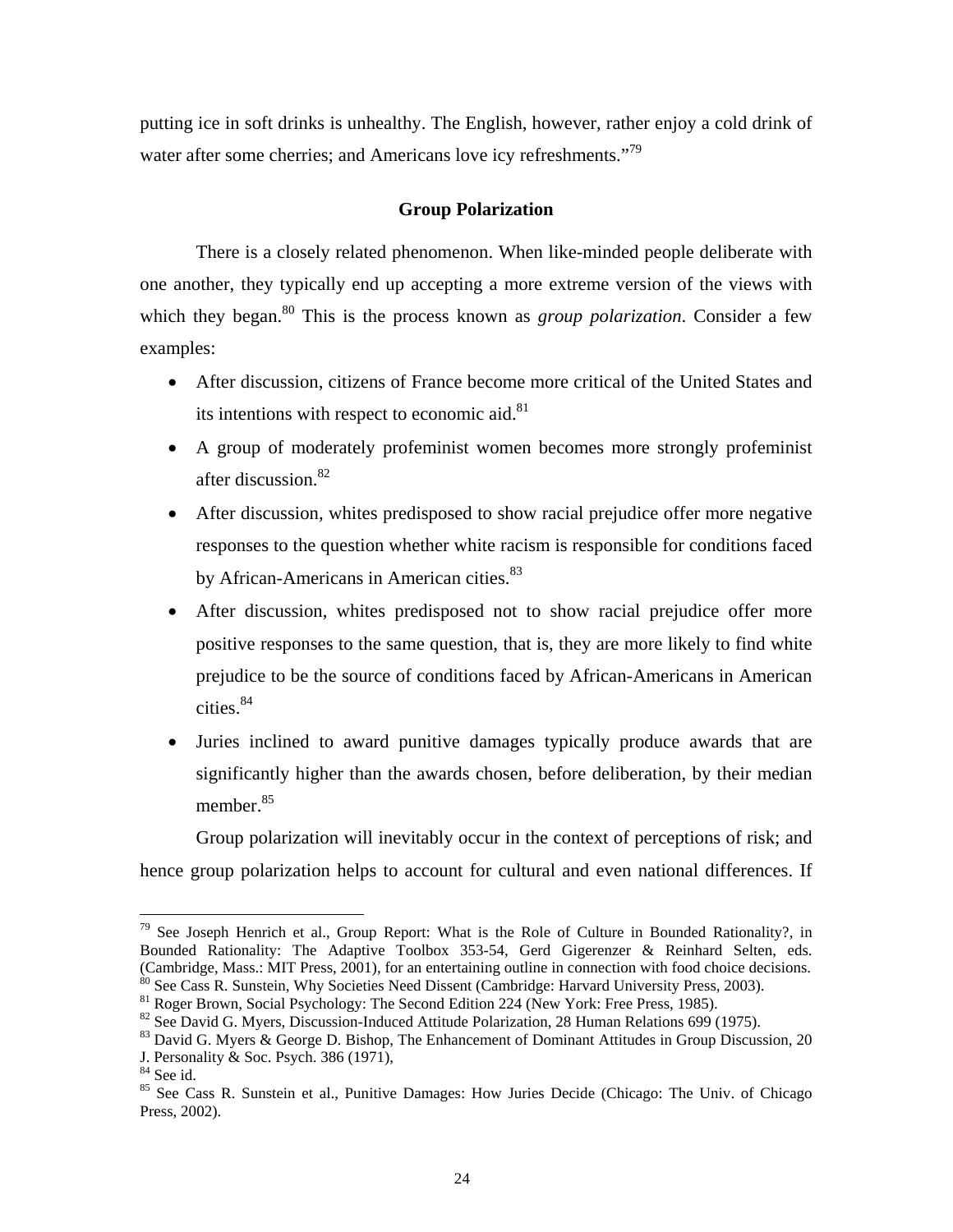putting ice in soft drinks is unhealthy. The English, however, rather enjoy a cold drink of water after some cherries; and Americans love icy refreshments."[79]

## Group Polarization

There is a closely related phenomenon. When like-minded people deliberate with one another, they typically end up accepting a more extreme version of the views with which they began.[80] This is the process known as *group polarization*. Consider a few examples:

- After discussion, citizens of France become more critical of the United States and its intentions with respect to economic aid.[81]
- A group of moderately profeminist women becomes more strongly profeminist after discussion.[82]
- After discussion, whites predisposed to show racial prejudice offer more negative responses to the question whether white racism is responsible for conditions faced by African-Americans in American cities.[83]
- After discussion, whites predisposed not to show racial prejudice offer more positive responses to the same question, that is, they are more likely to find white prejudice to be the source of conditions faced by African-Americans in American cities.[84]
- Juries inclined to award punitive damages typically produce awards that are significantly higher than the awards chosen, before deliberation, by their median member.[85]

Group polarization will inevitably occur in the context of perceptions of risk; and hence group polarization helps to account for cultural and even national differences. If

---

[79] See Joseph Henrich et al., Group Report: What is the Role of Culture in Bounded Rationality?, in Bounded Rationality: The Adaptive Toolbox 353-54, Gerd Gigerenzer & Reinhard Selten, eds. (Cambridge, Mass.: MIT Press, 2001), for an entertaining outline in connection with food choice decisions.

[80] See Cass R. Sunstein, Why Societies Need Dissent (Cambridge: Harvard University Press, 2003).

[81] Roger Brown, Social Psychology: The Second Edition 224 (New York: Free Press, 1985).

[82] See David G. Myers, Discussion-Induced Attitude Polarization, 28 Human Relations 699 (1975).

[83] David G. Myers & George D. Bishop, The Enhancement of Dominant Attitudes in Group Discussion, 20 J. Personality & Soc. Psych. 386 (1971),

[84] See id.

[85] See Cass R. Sunstein et al., Punitive Damages: How Juries Decide (Chicago: The Univ. of Chicago Press, 2002).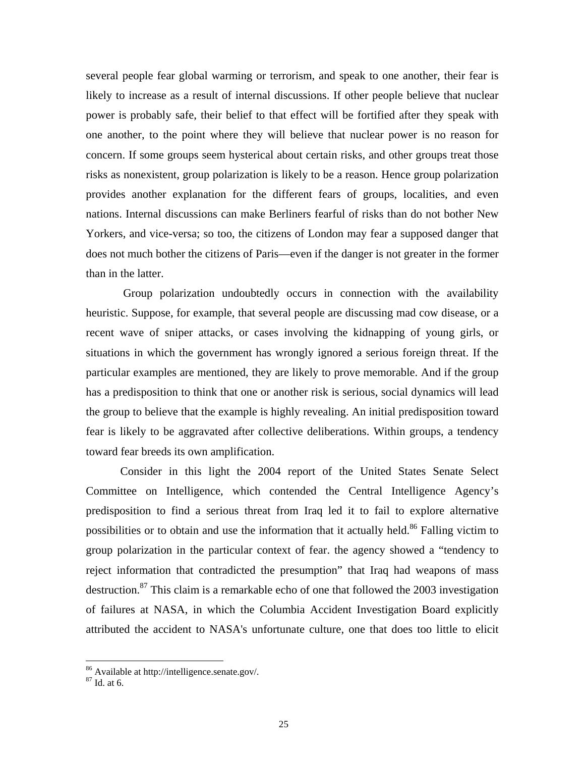several people fear global warming or terrorism, and speak to one another, their fear is likely to increase as a result of internal discussions. If other people believe that nuclear power is probably safe, their belief to that effect will be fortified after they speak with one another, to the point where they will believe that nuclear power is no reason for concern. If some groups seem hysterical about certain risks, and other groups treat those risks as nonexistent, group polarization is likely to be a reason. Hence group polarization provides another explanation for the different fears of groups, localities, and even nations. Internal discussions can make Berliners fearful of risks than do not bother New Yorkers, and vice-versa; so too, the citizens of London may fear a supposed danger that does not much bother the citizens of Paris—even if the danger is not greater in the former than in the latter.

Group polarization undoubtedly occurs in connection with the availability heuristic. Suppose, for example, that several people are discussing mad cow disease, or a recent wave of sniper attacks, or cases involving the kidnapping of young girls, or situations in which the government has wrongly ignored a serious foreign threat. If the particular examples are mentioned, they are likely to prove memorable. And if the group has a predisposition to think that one or another risk is serious, social dynamics will lead the group to believe that the example is highly revealing. An initial predisposition toward fear is likely to be aggravated after collective deliberations. Within groups, a tendency toward fear breeds its own amplification.

Consider in this light the 2004 report of the United States Senate Select Committee on Intelligence, which contended the Central Intelligence Agency's predisposition to find a serious threat from Iraq led it to fail to explore alternative possibilities or to obtain and use the information that it actually held.[86] Falling victim to group polarization in the particular context of fear. the agency showed a "tendency to reject information that contradicted the presumption" that Iraq had weapons of mass destruction.[87] This claim is a remarkable echo of one that followed the 2003 investigation of failures at NASA, in which the Columbia Accident Investigation Board explicitly attributed the accident to NASA's unfortunate culture, one that does too little to elicit

---

[86] Available at http://intelligence.senate.gov/.

[87] Id. at 6.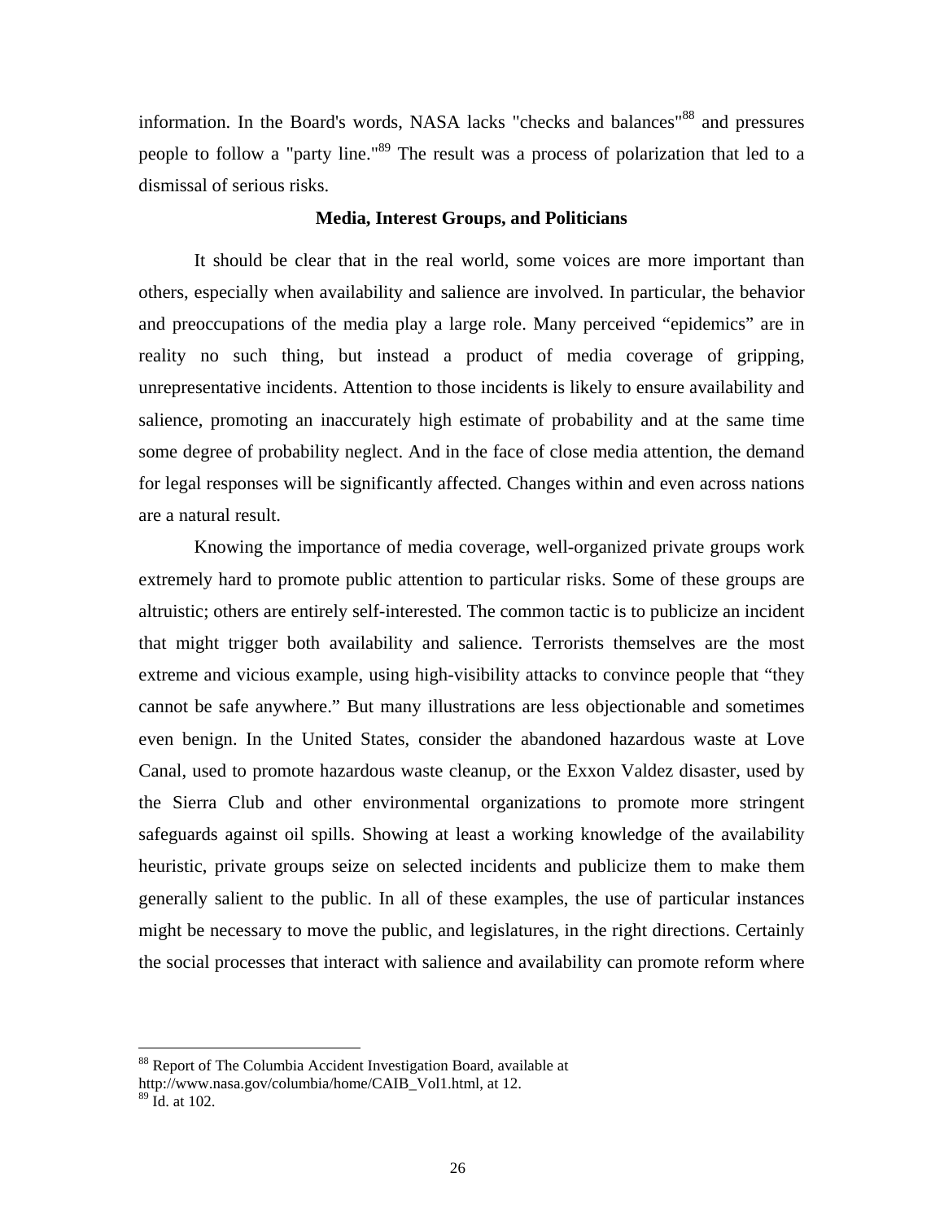information. In the Board's words, NASA lacks "checks and balances"[88] and pressures people to follow a "party line."[89] The result was a process of polarization that led to a dismissal of serious risks.

### Media, Interest Groups, and Politicians

It should be clear that in the real world, some voices are more important than others, especially when availability and salience are involved. In particular, the behavior and preoccupations of the media play a large role. Many perceived "epidemics" are in reality no such thing, but instead a product of media coverage of gripping, unrepresentative incidents. Attention to those incidents is likely to ensure availability and salience, promoting an inaccurately high estimate of probability and at the same time some degree of probability neglect. And in the face of close media attention, the demand for legal responses will be significantly affected. Changes within and even across nations are a natural result.

Knowing the importance of media coverage, well-organized private groups work extremely hard to promote public attention to particular risks. Some of these groups are altruistic; others are entirely self-interested. The common tactic is to publicize an incident that might trigger both availability and salience. Terrorists themselves are the most extreme and vicious example, using high-visibility attacks to convince people that "they cannot be safe anywhere." But many illustrations are less objectionable and sometimes even benign. In the United States, consider the abandoned hazardous waste at Love Canal, used to promote hazardous waste cleanup, or the Exxon Valdez disaster, used by the Sierra Club and other environmental organizations to promote more stringent safeguards against oil spills. Showing at least a working knowledge of the availability heuristic, private groups seize on selected incidents and publicize them to make them generally salient to the public. In all of these examples, the use of particular instances might be necessary to move the public, and legislatures, in the right directions. Certainly the social processes that interact with salience and availability can promote reform where

---

[88] Report of The Columbia Accident Investigation Board, available at http://www.nasa.gov/columbia/home/CAIB_Vol1.html, at 12.

[89] Id. at 102.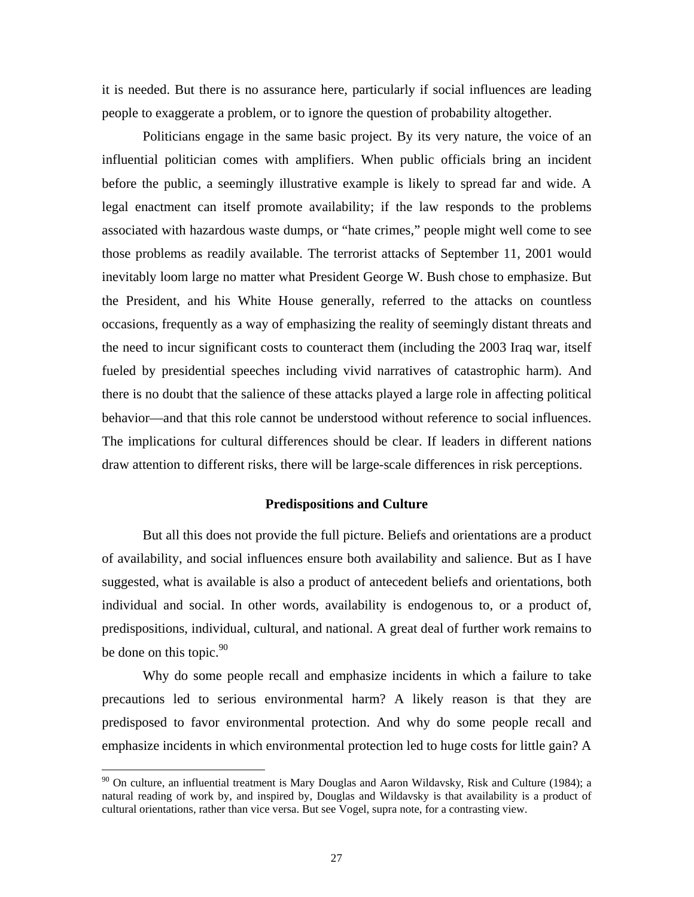it is needed. But there is no assurance here, particularly if social influences are leading people to exaggerate a problem, or to ignore the question of probability altogether.

Politicians engage in the same basic project. By its very nature, the voice of an influential politician comes with amplifiers. When public officials bring an incident before the public, a seemingly illustrative example is likely to spread far and wide. A legal enactment can itself promote availability; if the law responds to the problems associated with hazardous waste dumps, or "hate crimes," people might well come to see those problems as readily available. The terrorist attacks of September 11, 2001 would inevitably loom large no matter what President George W. Bush chose to emphasize. But the President, and his White House generally, referred to the attacks on countless occasions, frequently as a way of emphasizing the reality of seemingly distant threats and the need to incur significant costs to counteract them (including the 2003 Iraq war, itself fueled by presidential speeches including vivid narratives of catastrophic harm). And there is no doubt that the salience of these attacks played a large role in affecting political behavior—and that this role cannot be understood without reference to social influences. The implications for cultural differences should be clear. If leaders in different nations draw attention to different risks, there will be large-scale differences in risk perceptions.

### Predispositions and Culture

But all this does not provide the full picture. Beliefs and orientations are a product of availability, and social influences ensure both availability and salience. But as I have suggested, what is available is also a product of antecedent beliefs and orientations, both individual and social. In other words, availability is endogenous to, or a product of, predispositions, individual, cultural, and national. A great deal of further work remains to be done on this topic.[90]

Why do some people recall and emphasize incidents in which a failure to take precautions led to serious environmental harm? A likely reason is that they are predisposed to favor environmental protection. And why do some people recall and emphasize incidents in which environmental protection led to huge costs for little gain? A

---

[90] On culture, an influential treatment is Mary Douglas and Aaron Wildavsky, Risk and Culture (1984); a natural reading of work by, and inspired by, Douglas and Wildavsky is that availability is a product of cultural orientations, rather than vice versa. But see Vogel, supra note, for a contrasting view.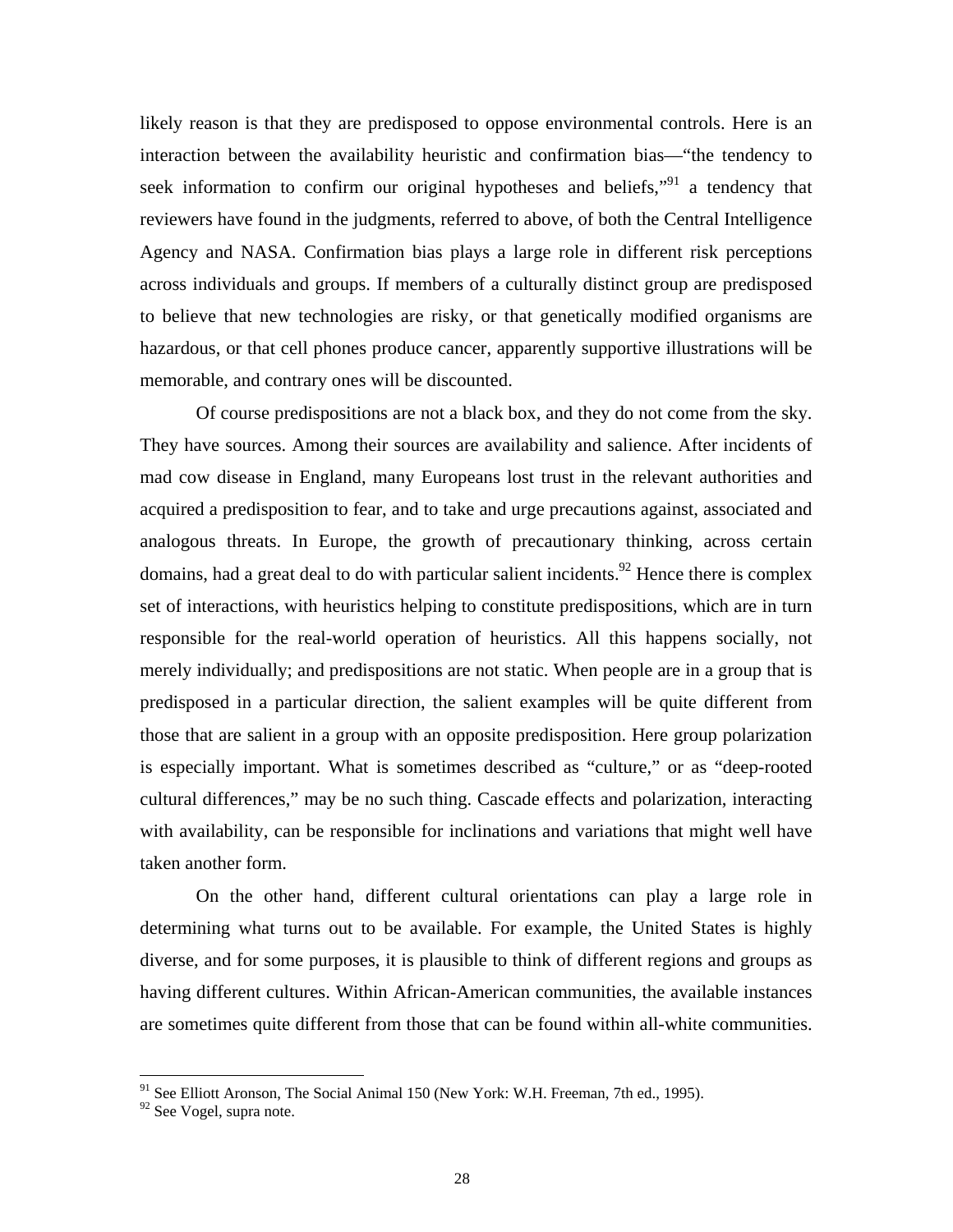likely reason is that they are predisposed to oppose environmental controls. Here is an interaction between the availability heuristic and confirmation bias—"the tendency to seek information to confirm our original hypotheses and beliefs,"[91] a tendency that reviewers have found in the judgments, referred to above, of both the Central Intelligence Agency and NASA. Confirmation bias plays a large role in different risk perceptions across individuals and groups. If members of a culturally distinct group are predisposed to believe that new technologies are risky, or that genetically modified organisms are hazardous, or that cell phones produce cancer, apparently supportive illustrations will be memorable, and contrary ones will be discounted.

Of course predispositions are not a black box, and they do not come from the sky. They have sources. Among their sources are availability and salience. After incidents of mad cow disease in England, many Europeans lost trust in the relevant authorities and acquired a predisposition to fear, and to take and urge precautions against, associated and analogous threats. In Europe, the growth of precautionary thinking, across certain domains, had a great deal to do with particular salient incidents.[92] Hence there is complex set of interactions, with heuristics helping to constitute predispositions, which are in turn responsible for the real-world operation of heuristics. All this happens socially, not merely individually; and predispositions are not static. When people are in a group that is predisposed in a particular direction, the salient examples will be quite different from those that are salient in a group with an opposite predisposition. Here group polarization is especially important. What is sometimes described as "culture," or as "deep-rooted cultural differences," may be no such thing. Cascade effects and polarization, interacting with availability, can be responsible for inclinations and variations that might well have taken another form.

On the other hand, different cultural orientations can play a large role in determining what turns out to be available. For example, the United States is highly diverse, and for some purposes, it is plausible to think of different regions and groups as having different cultures. Within African-American communities, the available instances are sometimes quite different from those that can be found within all-white communities.

---

[91] See Elliott Aronson, The Social Animal 150 (New York: W.H. Freeman, 7th ed., 1995).

[92] See Vogel, supra note.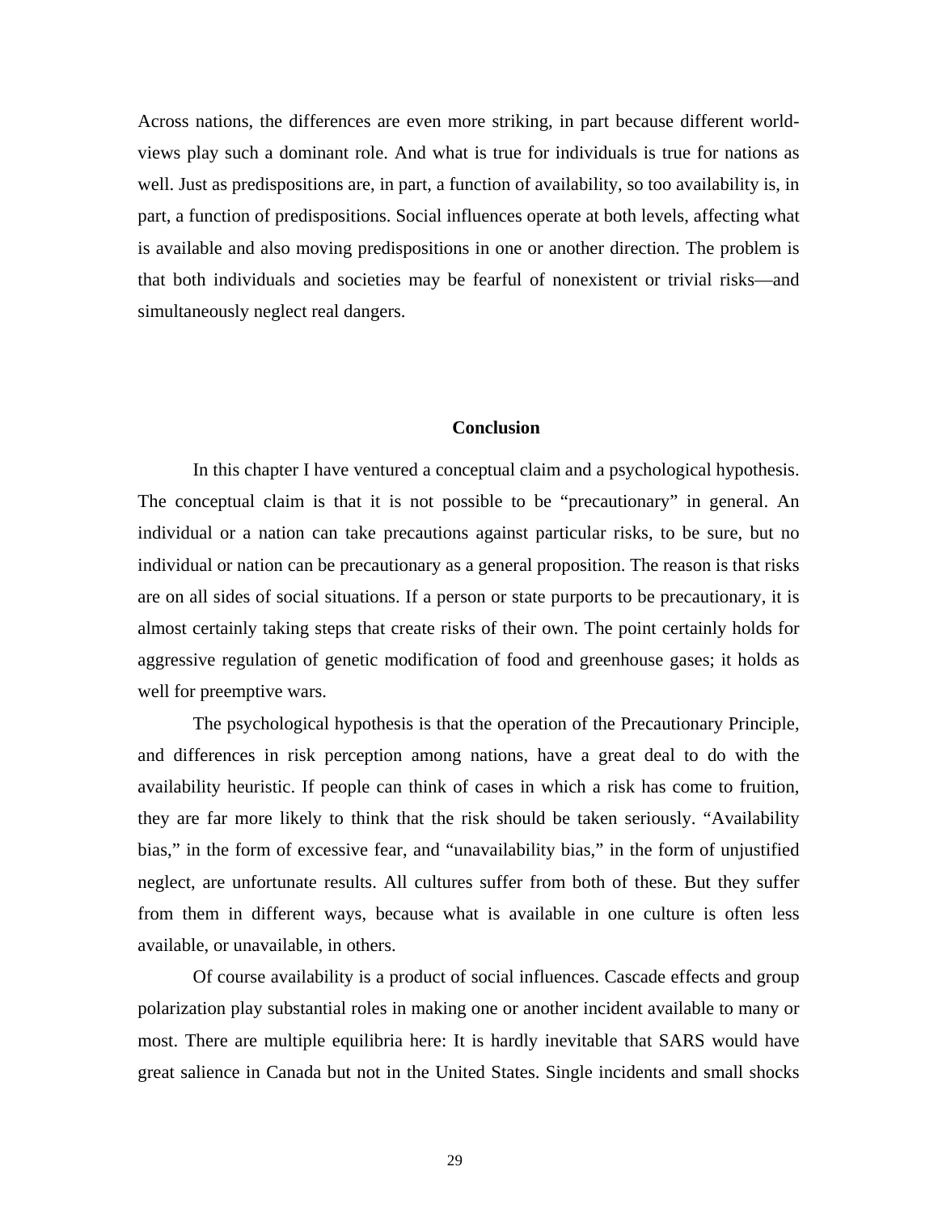Across nations, the differences are even more striking, in part because different world-views play such a dominant role. And what is true for individuals is true for nations as well. Just as predispositions are, in part, a function of availability, so too availability is, in part, a function of predispositions. Social influences operate at both levels, affecting what is available and also moving predispositions in one or another direction. The problem is that both individuals and societies may be fearful of nonexistent or trivial risks—and simultaneously neglect real dangers.

## Conclusion

In this chapter I have ventured a conceptual claim and a psychological hypothesis. The conceptual claim is that it is not possible to be "precautionary" in general. An individual or a nation can take precautions against particular risks, to be sure, but no individual or nation can be precautionary as a general proposition. The reason is that risks are on all sides of social situations. If a person or state purports to be precautionary, it is almost certainly taking steps that create risks of their own. The point certainly holds for aggressive regulation of genetic modification of food and greenhouse gases; it holds as well for preemptive wars.

The psychological hypothesis is that the operation of the Precautionary Principle, and differences in risk perception among nations, have a great deal to do with the availability heuristic. If people can think of cases in which a risk has come to fruition, they are far more likely to think that the risk should be taken seriously. "Availability bias," in the form of excessive fear, and "unavailability bias," in the form of unjustified neglect, are unfortunate results. All cultures suffer from both of these. But they suffer from them in different ways, because what is available in one culture is often less available, or unavailable, in others.

Of course availability is a product of social influences. Cascade effects and group polarization play substantial roles in making one or another incident available to many or most. There are multiple equilibria here: It is hardly inevitable that SARS would have great salience in Canada but not in the United States. Single incidents and small shocks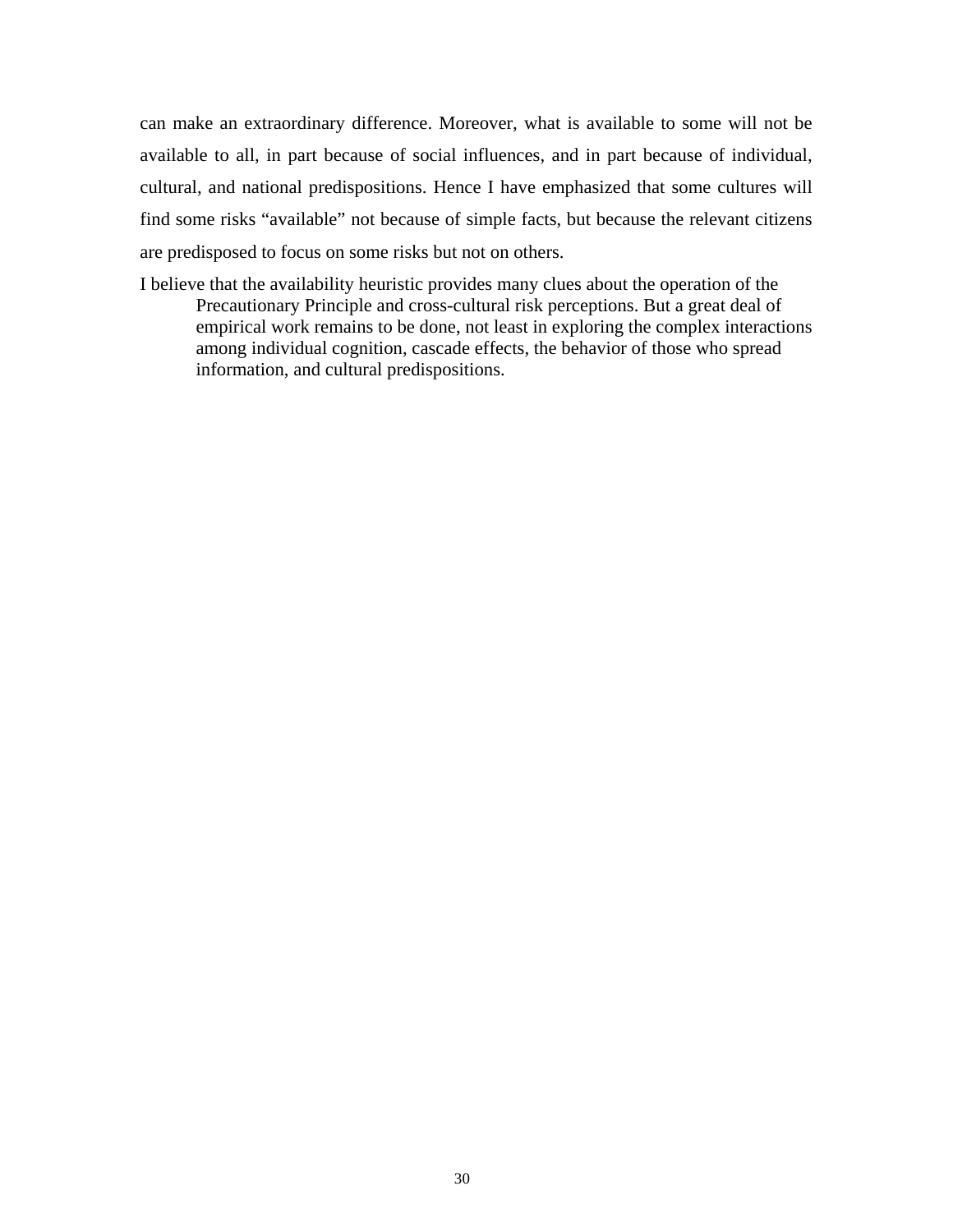can make an extraordinary difference. Moreover, what is available to some will not be available to all, in part because of social influences, and in part because of individual, cultural, and national predispositions. Hence I have emphasized that some cultures will find some risks "available" not because of simple facts, but because the relevant citizens are predisposed to focus on some risks but not on others.

I believe that the availability heuristic provides many clues about the operation of the Precautionary Principle and cross-cultural risk perceptions. But a great deal of empirical work remains to be done, not least in exploring the complex interactions among individual cognition, cascade effects, the behavior of those who spread information, and cultural predispositions.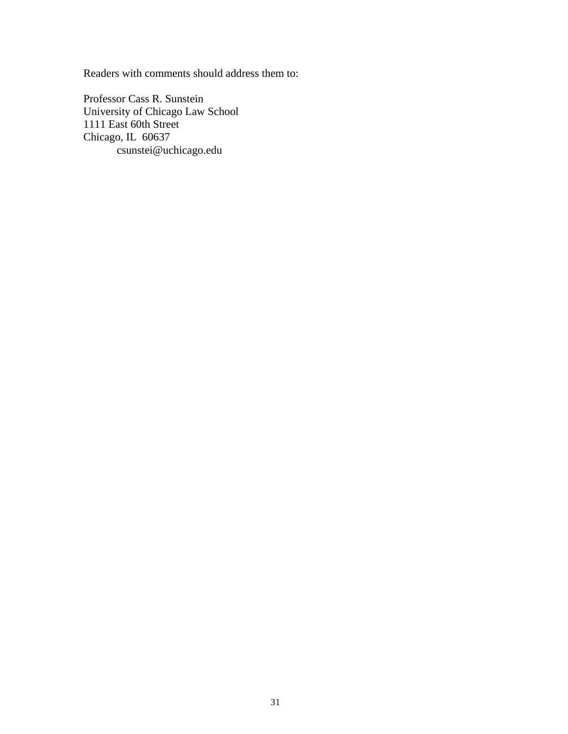Readers with comments should address them to:

Professor Cass R. Sunstein
University of Chicago Law School
1111 East 60th Street
Chicago, IL 60637
csunstei@uchicago.edu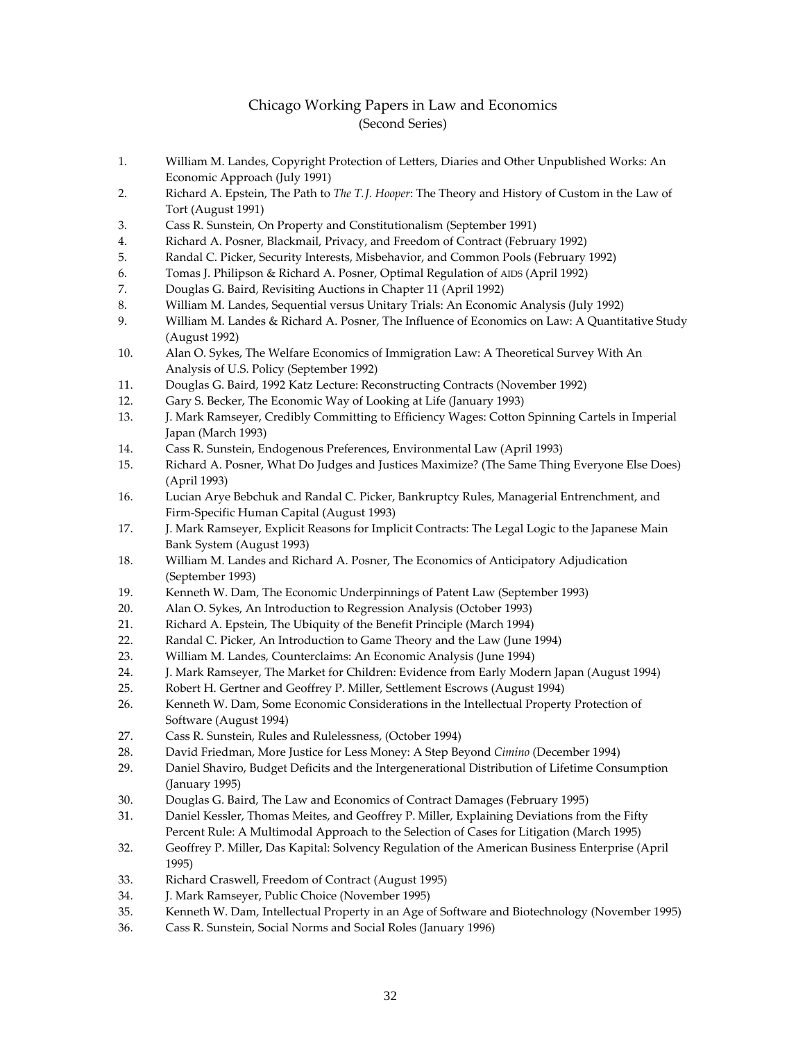# Chicago Working Papers in Law and Economics
(Second Series)

1. William M. Landes, Copyright Protection of Letters, Diaries and Other Unpublished Works: An Economic Approach (July 1991)
2. Richard A. Epstein, The Path to *The T. J. Hooper*: The Theory and History of Custom in the Law of Tort (August 1991)
3. Cass R. Sunstein, On Property and Constitutionalism (September 1991)
4. Richard A. Posner, Blackmail, Privacy, and Freedom of Contract (February 1992)
5. Randal C. Picker, Security Interests, Misbehavior, and Common Pools (February 1992)
6. Tomas J. Philipson & Richard A. Posner, Optimal Regulation of AIDS (April 1992)
7. Douglas G. Baird, Revisiting Auctions in Chapter 11 (April 1992)
8. William M. Landes, Sequential versus Unitary Trials: An Economic Analysis (July 1992)
9. William M. Landes & Richard A. Posner, The Influence of Economics on Law: A Quantitative Study (August 1992)
10. Alan O. Sykes, The Welfare Economics of Immigration Law: A Theoretical Survey With An Analysis of U.S. Policy (September 1992)
11. Douglas G. Baird, 1992 Katz Lecture: Reconstructing Contracts (November 1992)
12. Gary S. Becker, The Economic Way of Looking at Life (January 1993)
13. J. Mark Ramseyer, Credibly Committing to Efficiency Wages: Cotton Spinning Cartels in Imperial Japan (March 1993)
14. Cass R. Sunstein, Endogenous Preferences, Environmental Law (April 1993)
15. Richard A. Posner, What Do Judges and Justices Maximize? (The Same Thing Everyone Else Does) (April 1993)
16. Lucian Arye Bebchuk and Randal C. Picker, Bankruptcy Rules, Managerial Entrenchment, and Firm-Specific Human Capital (August 1993)
17. J. Mark Ramseyer, Explicit Reasons for Implicit Contracts: The Legal Logic to the Japanese Main Bank System (August 1993)
18. William M. Landes and Richard A. Posner, The Economics of Anticipatory Adjudication (September 1993)
19. Kenneth W. Dam, The Economic Underpinnings of Patent Law (September 1993)
20. Alan O. Sykes, An Introduction to Regression Analysis (October 1993)
21. Richard A. Epstein, The Ubiquity of the Benefit Principle (March 1994)
22. Randal C. Picker, An Introduction to Game Theory and the Law (June 1994)
23. William M. Landes, Counterclaims: An Economic Analysis (June 1994)
24. J. Mark Ramseyer, The Market for Children: Evidence from Early Modern Japan (August 1994)
25. Robert H. Gertner and Geoffrey P. Miller, Settlement Escrows (August 1994)
26. Kenneth W. Dam, Some Economic Considerations in the Intellectual Property Protection of Software (August 1994)
27. Cass R. Sunstein, Rules and Rulelessness, (October 1994)
28. David Friedman, More Justice for Less Money: A Step Beyond *Cimino* (December 1994)
29. Daniel Shaviro, Budget Deficits and the Intergenerational Distribution of Lifetime Consumption (January 1995)
30. Douglas G. Baird, The Law and Economics of Contract Damages (February 1995)
31. Daniel Kessler, Thomas Meites, and Geoffrey P. Miller, Explaining Deviations from the Fifty Percent Rule: A Multimodal Approach to the Selection of Cases for Litigation (March 1995)
32. Geoffrey P. Miller, Das Kapital: Solvency Regulation of the American Business Enterprise (April 1995)
33. Richard Craswell, Freedom of Contract (August 1995)
34. J. Mark Ramseyer, Public Choice (November 1995)
35. Kenneth W. Dam, Intellectual Property in an Age of Software and Biotechnology (November 1995)
36. Cass R. Sunstein, Social Norms and Social Roles (January 1996)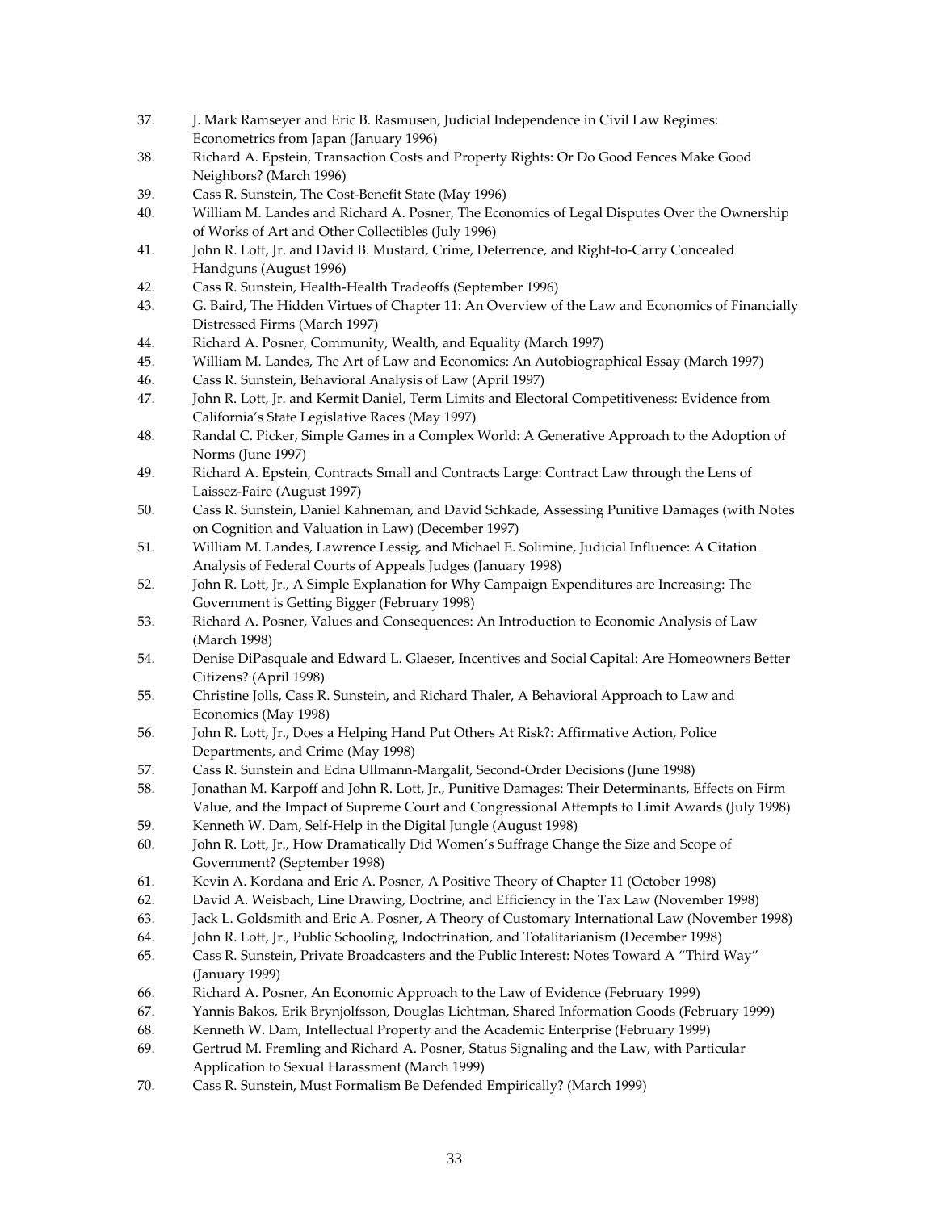37. J. Mark Ramseyer and Eric B. Rasmusen, Judicial Independence in Civil Law Regimes: Econometrics from Japan (January 1996)
38. Richard A. Epstein, Transaction Costs and Property Rights: Or Do Good Fences Make Good Neighbors? (March 1996)
39. Cass R. Sunstein, The Cost-Benefit State (May 1996)
40. William M. Landes and Richard A. Posner, The Economics of Legal Disputes Over the Ownership of Works of Art and Other Collectibles (July 1996)
41. John R. Lott, Jr. and David B. Mustard, Crime, Deterrence, and Right-to-Carry Concealed Handguns (August 1996)
42. Cass R. Sunstein, Health-Health Tradeoffs (September 1996)
43. G. Baird, The Hidden Virtues of Chapter 11: An Overview of the Law and Economics of Financially Distressed Firms (March 1997)
44. Richard A. Posner, Community, Wealth, and Equality (March 1997)
45. William M. Landes, The Art of Law and Economics: An Autobiographical Essay (March 1997)
46. Cass R. Sunstein, Behavioral Analysis of Law (April 1997)
47. John R. Lott, Jr. and Kermit Daniel, Term Limits and Electoral Competitiveness: Evidence from California's State Legislative Races (May 1997)
48. Randal C. Picker, Simple Games in a Complex World: A Generative Approach to the Adoption of Norms (June 1997)
49. Richard A. Epstein, Contracts Small and Contracts Large: Contract Law through the Lens of Laissez-Faire (August 1997)
50. Cass R. Sunstein, Daniel Kahneman, and David Schkade, Assessing Punitive Damages (with Notes on Cognition and Valuation in Law) (December 1997)
51. William M. Landes, Lawrence Lessig, and Michael E. Solimine, Judicial Influence: A Citation Analysis of Federal Courts of Appeals Judges (January 1998)
52. John R. Lott, Jr., A Simple Explanation for Why Campaign Expenditures are Increasing: The Government is Getting Bigger (February 1998)
53. Richard A. Posner, Values and Consequences: An Introduction to Economic Analysis of Law (March 1998)
54. Denise DiPasquale and Edward L. Glaeser, Incentives and Social Capital: Are Homeowners Better Citizens? (April 1998)
55. Christine Jolls, Cass R. Sunstein, and Richard Thaler, A Behavioral Approach to Law and Economics (May 1998)
56. John R. Lott, Jr., Does a Helping Hand Put Others At Risk?: Affirmative Action, Police Departments, and Crime (May 1998)
57. Cass R. Sunstein and Edna Ullmann-Margalit, Second-Order Decisions (June 1998)
58. Jonathan M. Karpoff and John R. Lott, Jr., Punitive Damages: Their Determinants, Effects on Firm Value, and the Impact of Supreme Court and Congressional Attempts to Limit Awards (July 1998)
59. Kenneth W. Dam, Self-Help in the Digital Jungle (August 1998)
60. John R. Lott, Jr., How Dramatically Did Women's Suffrage Change the Size and Scope of Government? (September 1998)
61. Kevin A. Kordana and Eric A. Posner, A Positive Theory of Chapter 11 (October 1998)
62. David A. Weisbach, Line Drawing, Doctrine, and Efficiency in the Tax Law (November 1998)
63. Jack L. Goldsmith and Eric A. Posner, A Theory of Customary International Law (November 1998)
64. John R. Lott, Jr., Public Schooling, Indoctrination, and Totalitarianism (December 1998)
65. Cass R. Sunstein, Private Broadcasters and the Public Interest: Notes Toward A "Third Way" (January 1999)
66. Richard A. Posner, An Economic Approach to the Law of Evidence (February 1999)
67. Yannis Bakos, Erik Brynjolfsson, Douglas Lichtman, Shared Information Goods (February 1999)
68. Kenneth W. Dam, Intellectual Property and the Academic Enterprise (February 1999)
69. Gertrud M. Fremling and Richard A. Posner, Status Signaling and the Law, with Particular Application to Sexual Harassment (March 1999)
70. Cass R. Sunstein, Must Formalism Be Defended Empirically? (March 1999)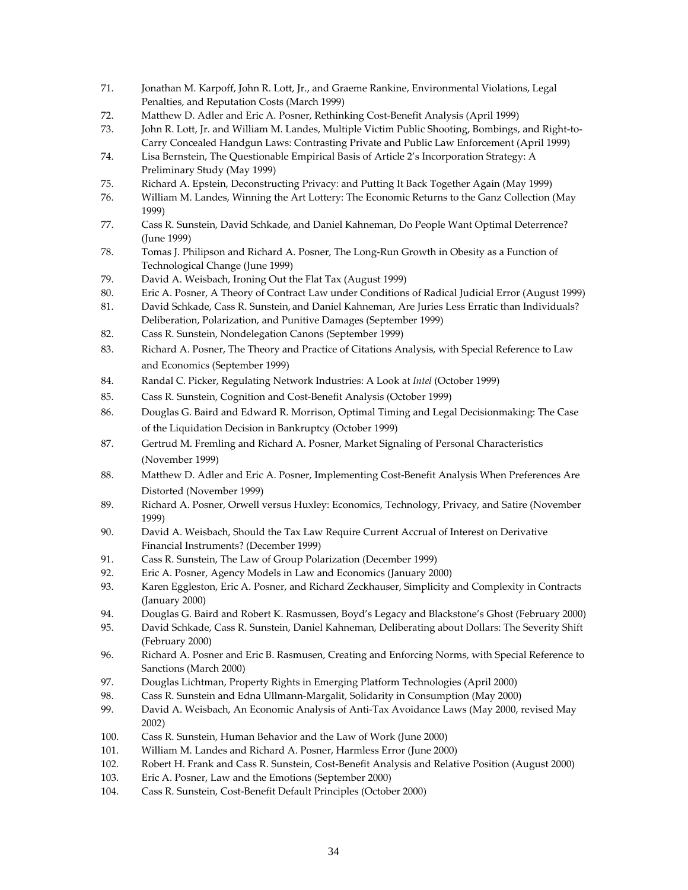71. Jonathan M. Karpoff, John R. Lott, Jr., and Graeme Rankine, Environmental Violations, Legal Penalties, and Reputation Costs (March 1999)
72. Matthew D. Adler and Eric A. Posner, Rethinking Cost-Benefit Analysis (April 1999)
73. John R. Lott, Jr. and William M. Landes, Multiple Victim Public Shooting, Bombings, and Right-to-Carry Concealed Handgun Laws: Contrasting Private and Public Law Enforcement (April 1999)
74. Lisa Bernstein, The Questionable Empirical Basis of Article 2's Incorporation Strategy: A Preliminary Study (May 1999)
75. Richard A. Epstein, Deconstructing Privacy: and Putting It Back Together Again (May 1999)
76. William M. Landes, Winning the Art Lottery: The Economic Returns to the Ganz Collection (May 1999)
77. Cass R. Sunstein, David Schkade, and Daniel Kahneman, Do People Want Optimal Deterrence? (June 1999)
78. Tomas J. Philipson and Richard A. Posner, The Long-Run Growth in Obesity as a Function of Technological Change (June 1999)
79. David A. Weisbach, Ironing Out the Flat Tax (August 1999)
80. Eric A. Posner, A Theory of Contract Law under Conditions of Radical Judicial Error (August 1999)
81. David Schkade, Cass R. Sunstein, and Daniel Kahneman, Are Juries Less Erratic than Individuals? Deliberation, Polarization, and Punitive Damages (September 1999)
82. Cass R. Sunstein, Nondelegation Canons (September 1999)
83. Richard A. Posner, The Theory and Practice of Citations Analysis, with Special Reference to Law and Economics (September 1999)
84. Randal C. Picker, Regulating Network Industries: A Look at *Intel* (October 1999)
85. Cass R. Sunstein, Cognition and Cost-Benefit Analysis (October 1999)
86. Douglas G. Baird and Edward R. Morrison, Optimal Timing and Legal Decisionmaking: The Case of the Liquidation Decision in Bankruptcy (October 1999)
87. Gertrud M. Fremling and Richard A. Posner, Market Signaling of Personal Characteristics (November 1999)
88. Matthew D. Adler and Eric A. Posner, Implementing Cost-Benefit Analysis When Preferences Are Distorted (November 1999)
89. Richard A. Posner, Orwell versus Huxley: Economics, Technology, Privacy, and Satire (November 1999)
90. David A. Weisbach, Should the Tax Law Require Current Accrual of Interest on Derivative Financial Instruments? (December 1999)
91. Cass R. Sunstein, The Law of Group Polarization (December 1999)
92. Eric A. Posner, Agency Models in Law and Economics (January 2000)
93. Karen Eggleston, Eric A. Posner, and Richard Zeckhauser, Simplicity and Complexity in Contracts (January 2000)
94. Douglas G. Baird and Robert K. Rasmussen, Boyd's Legacy and Blackstone's Ghost (February 2000)
95. David Schkade, Cass R. Sunstein, Daniel Kahneman, Deliberating about Dollars: The Severity Shift (February 2000)
96. Richard A. Posner and Eric B. Rasmusen, Creating and Enforcing Norms, with Special Reference to Sanctions (March 2000)
97. Douglas Lichtman, Property Rights in Emerging Platform Technologies (April 2000)
98. Cass R. Sunstein and Edna Ullmann-Margalit, Solidarity in Consumption (May 2000)
99. David A. Weisbach, An Economic Analysis of Anti-Tax Avoidance Laws (May 2000, revised May 2002)
100. Cass R. Sunstein, Human Behavior and the Law of Work (June 2000)
101. William M. Landes and Richard A. Posner, Harmless Error (June 2000)
102. Robert H. Frank and Cass R. Sunstein, Cost-Benefit Analysis and Relative Position (August 2000)
103. Eric A. Posner, Law and the Emotions (September 2000)
104. Cass R. Sunstein, Cost-Benefit Default Principles (October 2000)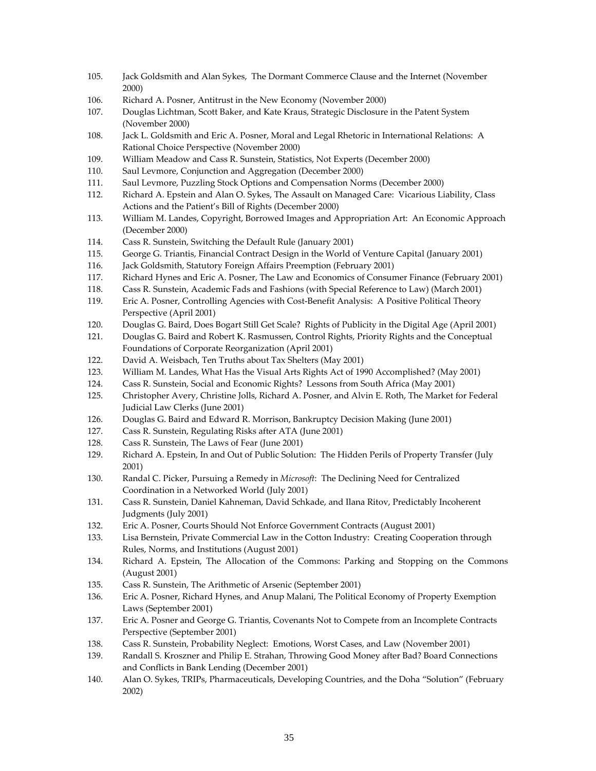105. Jack Goldsmith and Alan Sykes, The Dormant Commerce Clause and the Internet (November 2000)
106. Richard A. Posner, Antitrust in the New Economy (November 2000)
107. Douglas Lichtman, Scott Baker, and Kate Kraus, Strategic Disclosure in the Patent System (November 2000)
108. Jack L. Goldsmith and Eric A. Posner, Moral and Legal Rhetoric in International Relations: A Rational Choice Perspective (November 2000)
109. William Meadow and Cass R. Sunstein, Statistics, Not Experts (December 2000)
110. Saul Levmore, Conjunction and Aggregation (December 2000)
111. Saul Levmore, Puzzling Stock Options and Compensation Norms (December 2000)
112. Richard A. Epstein and Alan O. Sykes, The Assault on Managed Care: Vicarious Liability, Class Actions and the Patient's Bill of Rights (December 2000)
113. William M. Landes, Copyright, Borrowed Images and Appropriation Art: An Economic Approach (December 2000)
114. Cass R. Sunstein, Switching the Default Rule (January 2001)
115. George G. Triantis, Financial Contract Design in the World of Venture Capital (January 2001)
116. Jack Goldsmith, Statutory Foreign Affairs Preemption (February 2001)
117. Richard Hynes and Eric A. Posner, The Law and Economics of Consumer Finance (February 2001)
118. Cass R. Sunstein, Academic Fads and Fashions (with Special Reference to Law) (March 2001)
119. Eric A. Posner, Controlling Agencies with Cost-Benefit Analysis: A Positive Political Theory Perspective (April 2001)
120. Douglas G. Baird, Does Bogart Still Get Scale? Rights of Publicity in the Digital Age (April 2001)
121. Douglas G. Baird and Robert K. Rasmussen, Control Rights, Priority Rights and the Conceptual Foundations of Corporate Reorganization (April 2001)
122. David A. Weisbach, Ten Truths about Tax Shelters (May 2001)
123. William M. Landes, What Has the Visual Arts Rights Act of 1990 Accomplished? (May 2001)
124. Cass R. Sunstein, Social and Economic Rights? Lessons from South Africa (May 2001)
125. Christopher Avery, Christine Jolls, Richard A. Posner, and Alvin E. Roth, The Market for Federal Judicial Law Clerks (June 2001)
126. Douglas G. Baird and Edward R. Morrison, Bankruptcy Decision Making (June 2001)
127. Cass R. Sunstein, Regulating Risks after ATA (June 2001)
128. Cass R. Sunstein, The Laws of Fear (June 2001)
129. Richard A. Epstein, In and Out of Public Solution: The Hidden Perils of Property Transfer (July 2001)
130. Randal C. Picker, Pursuing a Remedy in *Microsoft*: The Declining Need for Centralized Coordination in a Networked World (July 2001)
131. Cass R. Sunstein, Daniel Kahneman, David Schkade, and Ilana Ritov, Predictably Incoherent Judgments (July 2001)
132. Eric A. Posner, Courts Should Not Enforce Government Contracts (August 2001)
133. Lisa Bernstein, Private Commercial Law in the Cotton Industry: Creating Cooperation through Rules, Norms, and Institutions (August 2001)
134. Richard A. Epstein, The Allocation of the Commons: Parking and Stopping on the Commons (August 2001)
135. Cass R. Sunstein, The Arithmetic of Arsenic (September 2001)
136. Eric A. Posner, Richard Hynes, and Anup Malani, The Political Economy of Property Exemption Laws (September 2001)
137. Eric A. Posner and George G. Triantis, Covenants Not to Compete from an Incomplete Contracts Perspective (September 2001)
138. Cass R. Sunstein, Probability Neglect: Emotions, Worst Cases, and Law (November 2001)
139. Randall S. Kroszner and Philip E. Strahan, Throwing Good Money after Bad? Board Connections and Conflicts in Bank Lending (December 2001)
140. Alan O. Sykes, TRIPs, Pharmaceuticals, Developing Countries, and the Doha "Solution" (February 2002)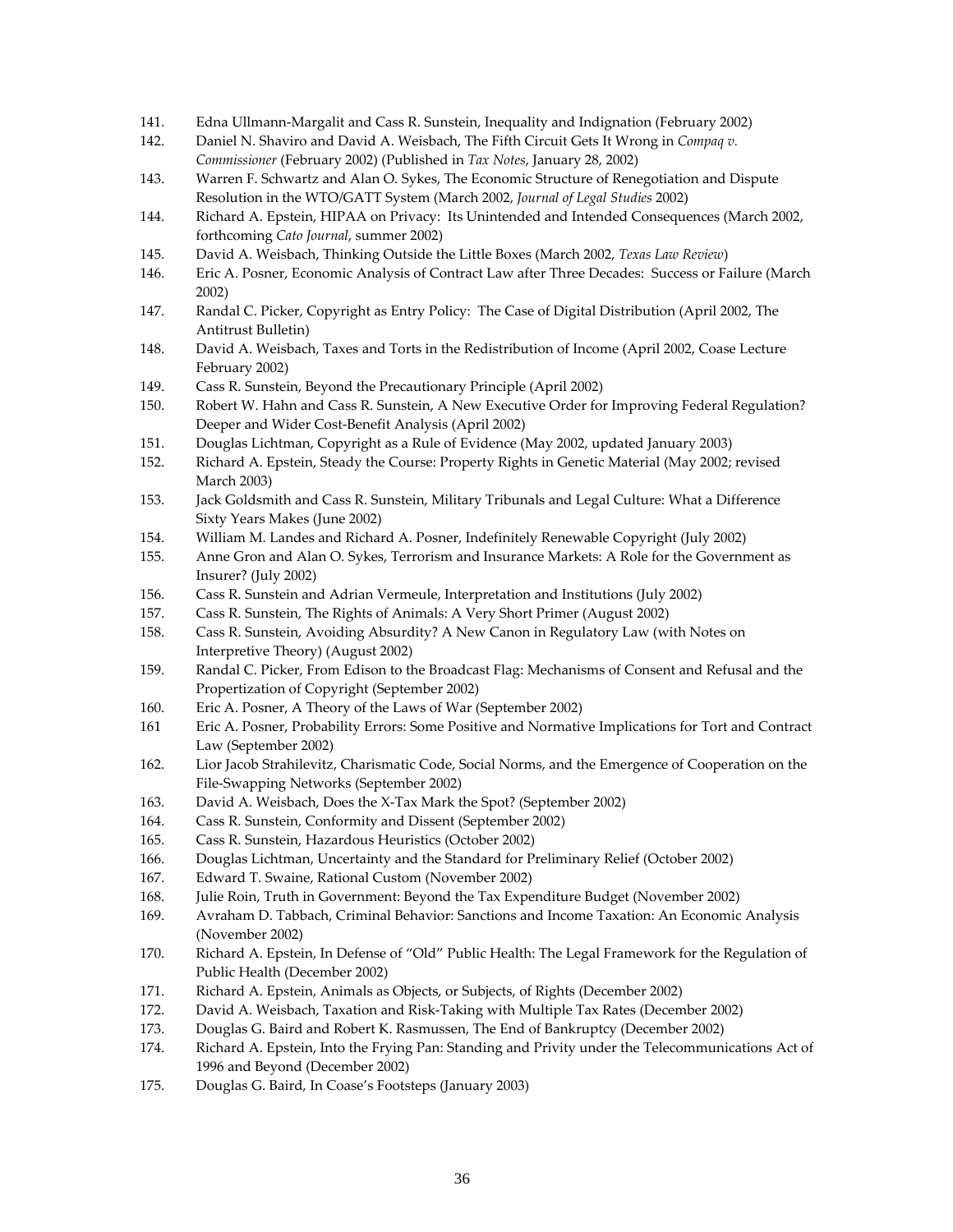141. Edna Ullmann-Margalit and Cass R. Sunstein, Inequality and Indignation (February 2002)
142. Daniel N. Shaviro and David A. Weisbach, The Fifth Circuit Gets It Wrong in *Compaq v. Commissioner* (February 2002) (Published in *Tax Notes*, January 28, 2002)
143. Warren F. Schwartz and Alan O. Sykes, The Economic Structure of Renegotiation and Dispute Resolution in the WTO/GATT System (March 2002, *Journal of Legal Studies* 2002)
144. Richard A. Epstein, HIPAA on Privacy: Its Unintended and Intended Consequences (March 2002, forthcoming *Cato Journal*, summer 2002)
145. David A. Weisbach, Thinking Outside the Little Boxes (March 2002, *Texas Law Review*)
146. Eric A. Posner, Economic Analysis of Contract Law after Three Decades: Success or Failure (March 2002)
147. Randal C. Picker, Copyright as Entry Policy: The Case of Digital Distribution (April 2002, The Antitrust Bulletin)
148. David A. Weisbach, Taxes and Torts in the Redistribution of Income (April 2002, Coase Lecture February 2002)
149. Cass R. Sunstein, Beyond the Precautionary Principle (April 2002)
150. Robert W. Hahn and Cass R. Sunstein, A New Executive Order for Improving Federal Regulation? Deeper and Wider Cost-Benefit Analysis (April 2002)
151. Douglas Lichtman, Copyright as a Rule of Evidence (May 2002, updated January 2003)
152. Richard A. Epstein, Steady the Course: Property Rights in Genetic Material (May 2002; revised March 2003)
153. Jack Goldsmith and Cass R. Sunstein, Military Tribunals and Legal Culture: What a Difference Sixty Years Makes (June 2002)
154. William M. Landes and Richard A. Posner, Indefinitely Renewable Copyright (July 2002)
155. Anne Gron and Alan O. Sykes, Terrorism and Insurance Markets: A Role for the Government as Insurer? (July 2002)
156. Cass R. Sunstein and Adrian Vermeule, Interpretation and Institutions (July 2002)
157. Cass R. Sunstein, The Rights of Animals: A Very Short Primer (August 2002)
158. Cass R. Sunstein, Avoiding Absurdity? A New Canon in Regulatory Law (with Notes on Interpretive Theory) (August 2002)
159. Randal C. Picker, From Edison to the Broadcast Flag: Mechanisms of Consent and Refusal and the Propertization of Copyright (September 2002)
160. Eric A. Posner, A Theory of the Laws of War (September 2002)
161 Eric A. Posner, Probability Errors: Some Positive and Normative Implications for Tort and Contract Law (September 2002)
162. Lior Jacob Strahilevitz, Charismatic Code, Social Norms, and the Emergence of Cooperation on the File-Swapping Networks (September 2002)
163. David A. Weisbach, Does the X-Tax Mark the Spot? (September 2002)
164. Cass R. Sunstein, Conformity and Dissent (September 2002)
165. Cass R. Sunstein, Hazardous Heuristics (October 2002)
166. Douglas Lichtman, Uncertainty and the Standard for Preliminary Relief (October 2002)
167. Edward T. Swaine, Rational Custom (November 2002)
168. Julie Roin, Truth in Government: Beyond the Tax Expenditure Budget (November 2002)
169. Avraham D. Tabbach, Criminal Behavior: Sanctions and Income Taxation: An Economic Analysis (November 2002)
170. Richard A. Epstein, In Defense of "Old" Public Health: The Legal Framework for the Regulation of Public Health (December 2002)
171. Richard A. Epstein, Animals as Objects, or Subjects, of Rights (December 2002)
172. David A. Weisbach, Taxation and Risk-Taking with Multiple Tax Rates (December 2002)
173. Douglas G. Baird and Robert K. Rasmussen, The End of Bankruptcy (December 2002)
174. Richard A. Epstein, Into the Frying Pan: Standing and Privity under the Telecommunications Act of 1996 and Beyond (December 2002)
175. Douglas G. Baird, In Coase's Footsteps (January 2003)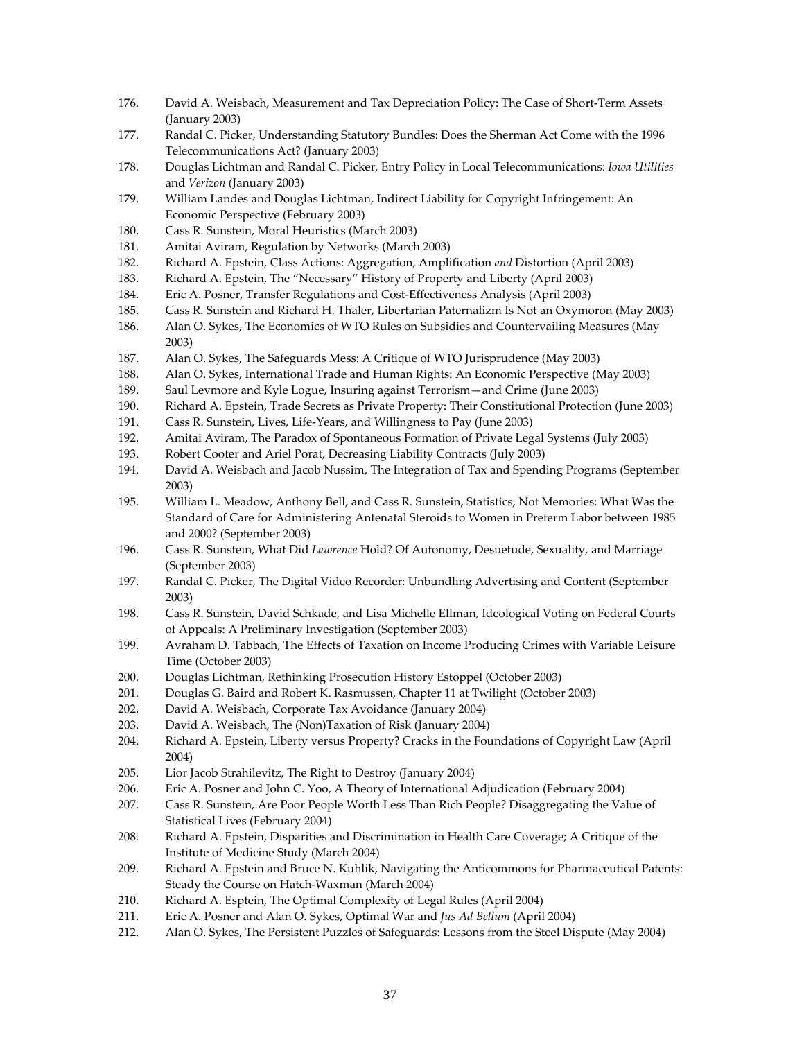176. David A. Weisbach, Measurement and Tax Depreciation Policy: The Case of Short-Term Assets (January 2003)
177. Randal C. Picker, Understanding Statutory Bundles: Does the Sherman Act Come with the 1996 Telecommunications Act? (January 2003)
178. Douglas Lichtman and Randal C. Picker, Entry Policy in Local Telecommunications: *Iowa Utilities* and *Verizon* (January 2003)
179. William Landes and Douglas Lichtman, Indirect Liability for Copyright Infringement: An Economic Perspective (February 2003)
180. Cass R. Sunstein, Moral Heuristics (March 2003)
181. Amitai Aviram, Regulation by Networks (March 2003)
182. Richard A. Epstein, Class Actions: Aggregation, Amplification *and* Distortion (April 2003)
183. Richard A. Epstein, The "Necessary" History of Property and Liberty (April 2003)
184. Eric A. Posner, Transfer Regulations and Cost-Effectiveness Analysis (April 2003)
185. Cass R. Sunstein and Richard H. Thaler, Libertarian Paternalizm Is Not an Oxymoron (May 2003)
186. Alan O. Sykes, The Economics of WTO Rules on Subsidies and Countervailing Measures (May 2003)
187. Alan O. Sykes, The Safeguards Mess: A Critique of WTO Jurisprudence (May 2003)
188. Alan O. Sykes, International Trade and Human Rights: An Economic Perspective (May 2003)
189. Saul Levmore and Kyle Logue, Insuring against Terrorism—and Crime (June 2003)
190. Richard A. Epstein, Trade Secrets as Private Property: Their Constitutional Protection (June 2003)
191. Cass R. Sunstein, Lives, Life-Years, and Willingness to Pay (June 2003)
192. Amitai Aviram, The Paradox of Spontaneous Formation of Private Legal Systems (July 2003)
193. Robert Cooter and Ariel Porat, Decreasing Liability Contracts (July 2003)
194. David A. Weisbach and Jacob Nussim, The Integration of Tax and Spending Programs (September 2003)
195. William L. Meadow, Anthony Bell, and Cass R. Sunstein, Statistics, Not Memories: What Was the Standard of Care for Administering Antenatal Steroids to Women in Preterm Labor between 1985 and 2000? (September 2003)
196. Cass R. Sunstein, What Did *Lawrence* Hold? Of Autonomy, Desuetude, Sexuality, and Marriage (September 2003)
197. Randal C. Picker, The Digital Video Recorder: Unbundling Advertising and Content (September 2003)
198. Cass R. Sunstein, David Schkade, and Lisa Michelle Ellman, Ideological Voting on Federal Courts of Appeals: A Preliminary Investigation (September 2003)
199. Avraham D. Tabbach, The Effects of Taxation on Income Producing Crimes with Variable Leisure Time (October 2003)
200. Douglas Lichtman, Rethinking Prosecution History Estoppel (October 2003)
201. Douglas G. Baird and Robert K. Rasmussen, Chapter 11 at Twilight (October 2003)
202. David A. Weisbach, Corporate Tax Avoidance (January 2004)
203. David A. Weisbach, The (Non)Taxation of Risk (January 2004)
204. Richard A. Epstein, Liberty versus Property? Cracks in the Foundations of Copyright Law (April 2004)
205. Lior Jacob Strahilevitz, The Right to Destroy (January 2004)
206. Eric A. Posner and John C. Yoo, A Theory of International Adjudication (February 2004)
207. Cass R. Sunstein, Are Poor People Worth Less Than Rich People? Disaggregating the Value of Statistical Lives (February 2004)
208. Richard A. Epstein, Disparities and Discrimination in Health Care Coverage; A Critique of the Institute of Medicine Study (March 2004)
209. Richard A. Epstein and Bruce N. Kuhlik, Navigating the Anticommons for Pharmaceutical Patents: Steady the Course on Hatch-Waxman (March 2004)
210. Richard A. Esptein, The Optimal Complexity of Legal Rules (April 2004)
211. Eric A. Posner and Alan O. Sykes, Optimal War and *Jus Ad Bellum* (April 2004)
212. Alan O. Sykes, The Persistent Puzzles of Safeguards: Lessons from the Steel Dispute (May 2004)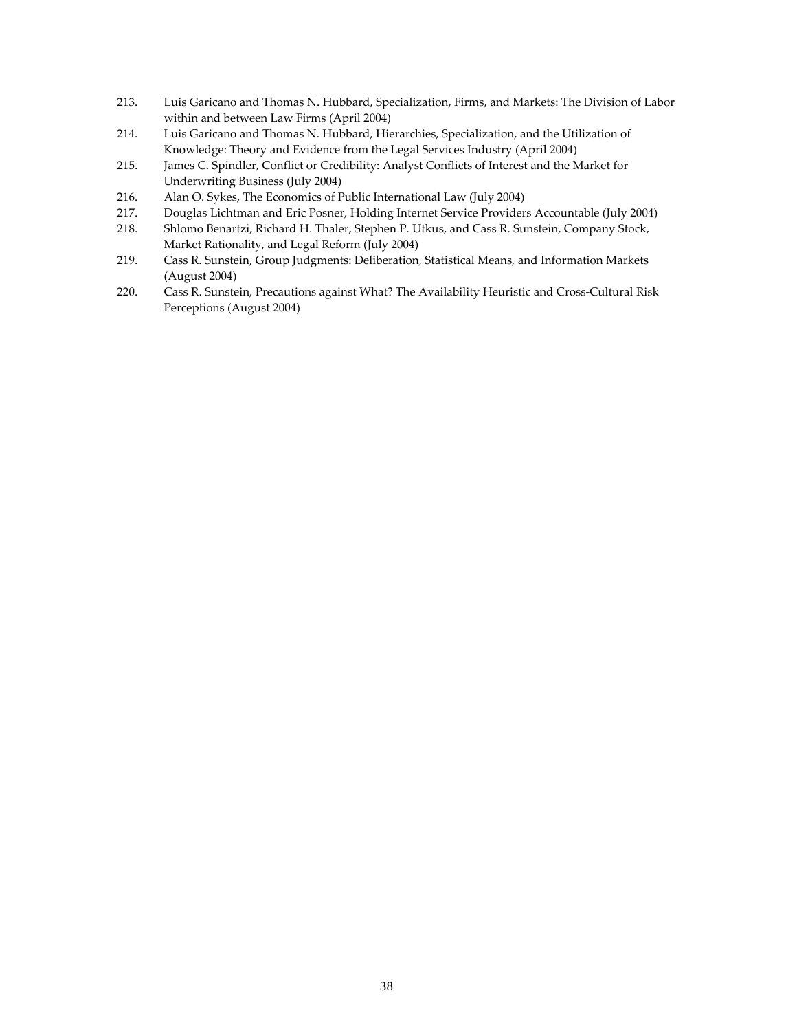213. Luis Garicano and Thomas N. Hubbard, Specialization, Firms, and Markets: The Division of Labor within and between Law Firms (April 2004)
214. Luis Garicano and Thomas N. Hubbard, Hierarchies, Specialization, and the Utilization of Knowledge: Theory and Evidence from the Legal Services Industry (April 2004)
215. James C. Spindler, Conflict or Credibility: Analyst Conflicts of Interest and the Market for Underwriting Business (July 2004)
216. Alan O. Sykes, The Economics of Public International Law (July 2004)
217. Douglas Lichtman and Eric Posner, Holding Internet Service Providers Accountable (July 2004)
218. Shlomo Benartzi, Richard H. Thaler, Stephen P. Utkus, and Cass R. Sunstein, Company Stock, Market Rationality, and Legal Reform (July 2004)
219. Cass R. Sunstein, Group Judgments: Deliberation, Statistical Means, and Information Markets (August 2004)
220. Cass R. Sunstein, Precautions against What? The Availability Heuristic and Cross-Cultural Risk Perceptions (August 2004)